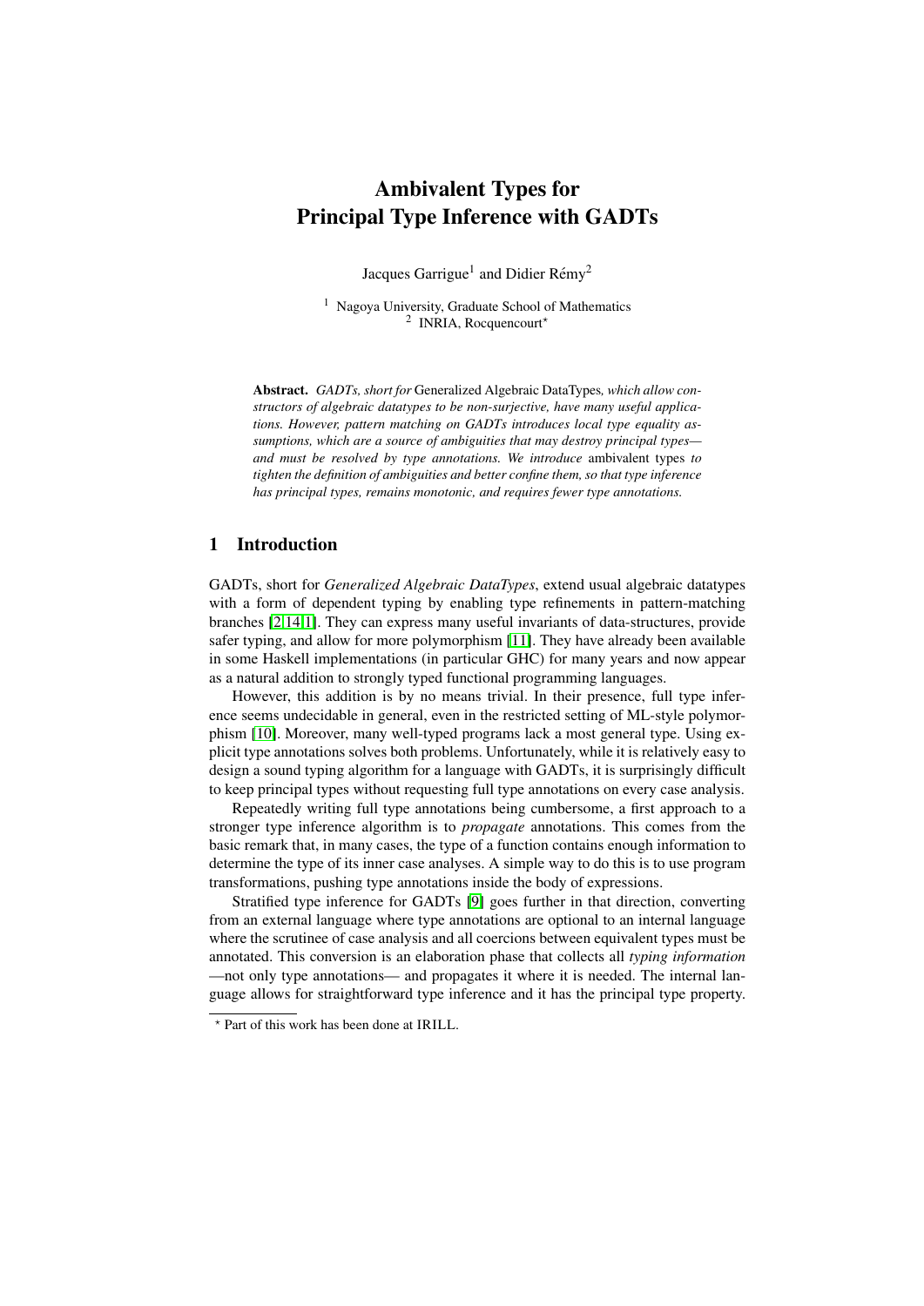# Ambivalent Types for Principal Type Inference with GADTs

Jacques Garrigue[1] and Didier Rémy[2]

[1] Nagoya University, Graduate School of Mathematics
[2] INRIA, Rocquencourt*

**Abstract.** *GADTs, short for* Generalized Algebraic DataTypes*, which allow constructors of algebraic datatypes to be non-surjective, have many useful applications. However, pattern matching on GADTs introduces local type equality assumptions, which are a source of ambiguities that may destroy principal types—and must be resolved by type annotations. We introduce* ambivalent types *to tighten the definition of ambiguities and better confine them, so that type inference has principal types, remains monotonic, and requires fewer type annotations.*

## 1 Introduction

GADTs, short for *Generalized Algebraic DataTypes*, extend usual algebraic datatypes with a form of dependent typing by enabling type refinements in pattern-matching branches [2,14,1]. They can express many useful invariants of data-structures, provide safer typing, and allow for more polymorphism [11]. They have already been available in some Haskell implementations (in particular GHC) for many years and now appear as a natural addition to strongly typed functional programming languages.

However, this addition is by no means trivial. In their presence, full type inference seems undecidable in general, even in the restricted setting of ML-style polymorphism [10]. Moreover, many well-typed programs lack a most general type. Using explicit type annotations solves both problems. Unfortunately, while it is relatively easy to design a sound typing algorithm for a language with GADTs, it is surprisingly difficult to keep principal types without requesting full type annotations on every case analysis.

Repeatedly writing full type annotations being cumbersome, a first approach to a stronger type inference algorithm is to *propagate* annotations. This comes from the basic remark that, in many cases, the type of a function contains enough information to determine the type of its inner case analyses. A simple way to do this is to use program transformations, pushing type annotations inside the body of expressions.

Stratified type inference for GADTs [9] goes further in that direction, converting from an external language where type annotations are optional to an internal language where the scrutinee of case analysis and all coercions between equivalent types must be annotated. This conversion is an elaboration phase that collects all *typing information* —not only type annotations— and propagates it where it is needed. The internal language allows for straightforward type inference and it has the principal type property.

* Part of this work has been done at IRILL.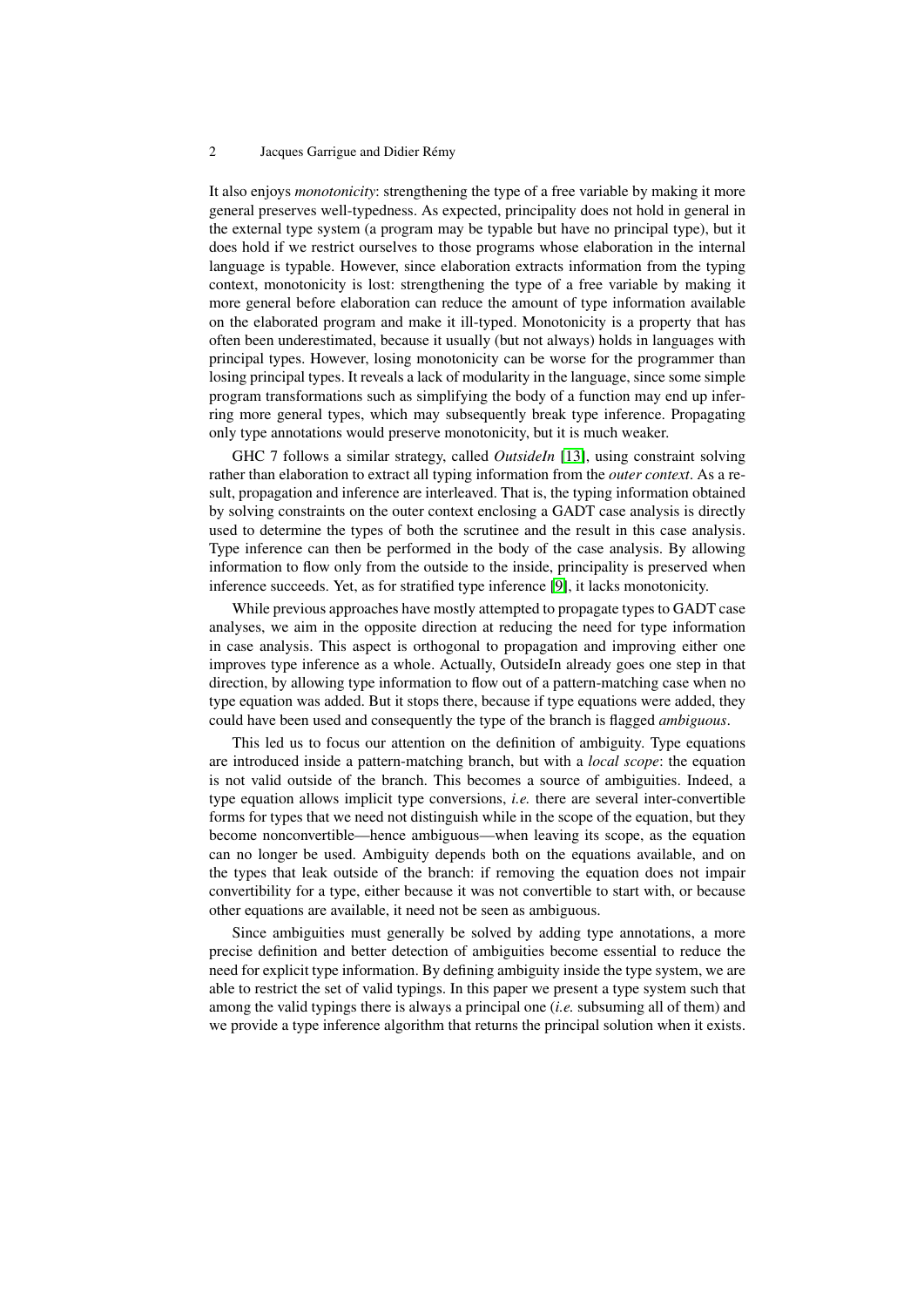It also enjoys *monotonicity*: strengthening the type of a free variable by making it more general preserves well-typedness. As expected, principality does not hold in general in the external type system (a program may be typable but have no principal type), but it does hold if we restrict ourselves to those programs whose elaboration in the internal language is typable. However, since elaboration extracts information from the typing context, monotonicity is lost: strengthening the type of a free variable by making it more general before elaboration can reduce the amount of type information available on the elaborated program and make it ill-typed. Monotonicity is a property that has often been underestimated, because it usually (but not always) holds in languages with principal types. However, losing monotonicity can be worse for the programmer than losing principal types. It reveals a lack of modularity in the language, since some simple program transformations such as simplifying the body of a function may end up inferring more general types, which may subsequently break type inference. Propagating only type annotations would preserve monotonicity, but it is much weaker.

GHC 7 follows a similar strategy, called *OutsideIn* [13], using constraint solving rather than elaboration to extract all typing information from the *outer context*. As a result, propagation and inference are interleaved. That is, the typing information obtained by solving constraints on the outer context enclosing a GADT case analysis is directly used to determine the types of both the scrutinee and the result in this case analysis. Type inference can then be performed in the body of the case analysis. By allowing information to flow only from the outside to the inside, principality is preserved when inference succeeds. Yet, as for stratified type inference [9], it lacks monotonicity.

While previous approaches have mostly attempted to propagate types to GADT case analyses, we aim in the opposite direction at reducing the need for type information in case analysis. This aspect is orthogonal to propagation and improving either one improves type inference as a whole. Actually, OutsideIn already goes one step in that direction, by allowing type information to flow out of a pattern-matching case when no type equation was added. But it stops there, because if type equations were added, they could have been used and consequently the type of the branch is flagged *ambiguous*.

This led us to focus our attention on the definition of ambiguity. Type equations are introduced inside a pattern-matching branch, but with a *local scope*: the equation is not valid outside of the branch. This becomes a source of ambiguities. Indeed, a type equation allows implicit type conversions, *i.e.* there are several inter-convertible forms for types that we need not distinguish while in the scope of the equation, but they become nonconvertible—hence ambiguous—when leaving its scope, as the equation can no longer be used. Ambiguity depends both on the equations available, and on the types that leak outside of the branch: if removing the equation does not impair convertibility for a type, either because it was not convertible to start with, or because other equations are available, it need not be seen as ambiguous.

Since ambiguities must generally be solved by adding type annotations, a more precise definition and better detection of ambiguities become essential to reduce the need for explicit type information. By defining ambiguity inside the type system, we are able to restrict the set of valid typings. In this paper we present a type system such that among the valid typings there is always a principal one (*i.e.* subsuming all of them) and we provide a type inference algorithm that returns the principal solution when it exists.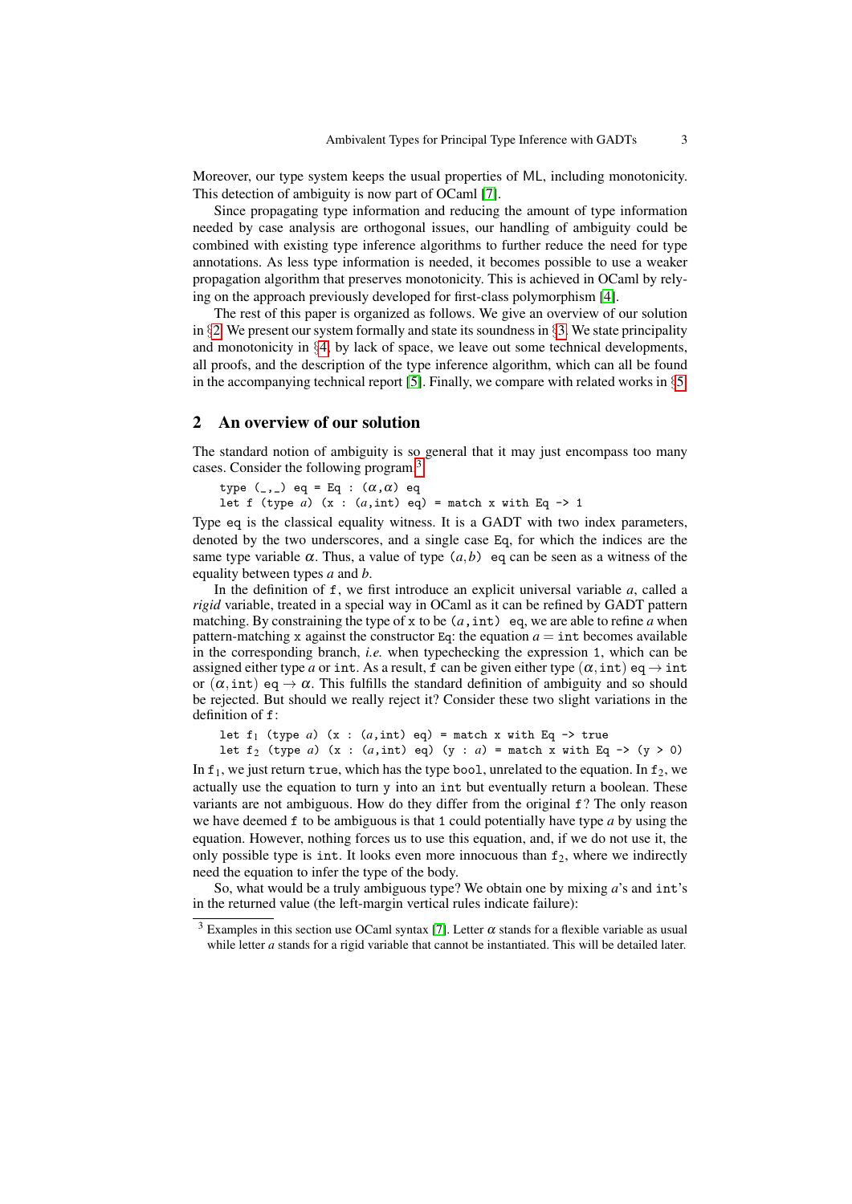Moreover, our type system keeps the usual properties of ML, including monotonicity. This detection of ambiguity is now part of OCaml [7].

Since propagating type information and reducing the amount of type information needed by case analysis are orthogonal issues, our handling of ambiguity could be combined with existing type inference algorithms to further reduce the need for type annotations. As less type information is needed, it becomes possible to use a weaker propagation algorithm that preserves monotonicity. This is achieved in OCaml by relying on the approach previously developed for first-class polymorphism [4].

The rest of this paper is organized as follows. We give an overview of our solution in §2. We present our system formally and state its soundness in §3. We state principality and monotonicity in §4; by lack of space, we leave out some technical developments, all proofs, and the description of the type inference algorithm, which can all be found in the accompanying technical report [5]. Finally, we compare with related works in §5.

## 2 An overview of our solution

The standard notion of ambiguity is so general that it may just encompass too many cases. Consider the following program.[3]

```
type (_,_) eq = Eq : (α,α) eq
let f (type a) (x : (a,int) eq) = match x with Eq -> 1
```

Type `eq` is the classical equality witness. It is a GADT with two index parameters, denoted by the two underscores, and a single case `Eq`, for which the indices are the same type variable $\alpha$. Thus, a value of type $(a,b)$ `eq` can be seen as a witness of the equality between types $a$ and $b$.

In the definition of `f`, we first introduce an explicit universal variable $a$, called a *rigid* variable, treated in a special way in OCaml as it can be refined by GADT pattern matching. By constraining the type of `x` to be $(a,$`int`$)$ `eq`, we are able to refine $a$ when pattern-matching `x` against the constructor `Eq`: the equation $a =$ `int` becomes available in the corresponding branch, *i.e.* when typechecking the expression `1`, which can be assigned either type $a$ or `int`. As a result, `f` can be given either type $(\alpha,$`int`$)$ `eq` $\rightarrow$ `int` or $(\alpha,$`int`$)$ `eq` $\rightarrow \alpha$. This fulfills the standard definition of ambiguity and so should be rejected. But should we really reject it? Consider these two slight variations in the definition of `f`:

```
let f₁ (type a) (x : (a,int) eq) = match x with Eq -> true
let f₂ (type a) (x : (a,int) eq) (y : a) = match x with Eq -> (y > 0)
```

In $\texttt{f}_1$, we just return `true`, which has the type `bool`, unrelated to the equation. In $\texttt{f}_2$, we actually use the equation to turn `y` into an `int` but eventually return a boolean. These variants are not ambiguous. How do they differ from the original `f`? The only reason we have deemed `f` to be ambiguous is that `1` could potentially have type $a$ by using the equation. However, nothing forces us to use this equation, and, if we do not use it, the only possible type is `int`. It looks even more innocuous than $\texttt{f}_2$, where we indirectly need the equation to infer the type of the body.

So, what would be a truly ambiguous type? We obtain one by mixing $a$'s and `int`'s in the returned value (the left-margin vertical rules indicate failure):

[3] Examples in this section use OCaml syntax [7]. Letter $\alpha$ stands for a flexible variable as usual while letter $a$ stands for a rigid variable that cannot be instantiated. This will be detailed later.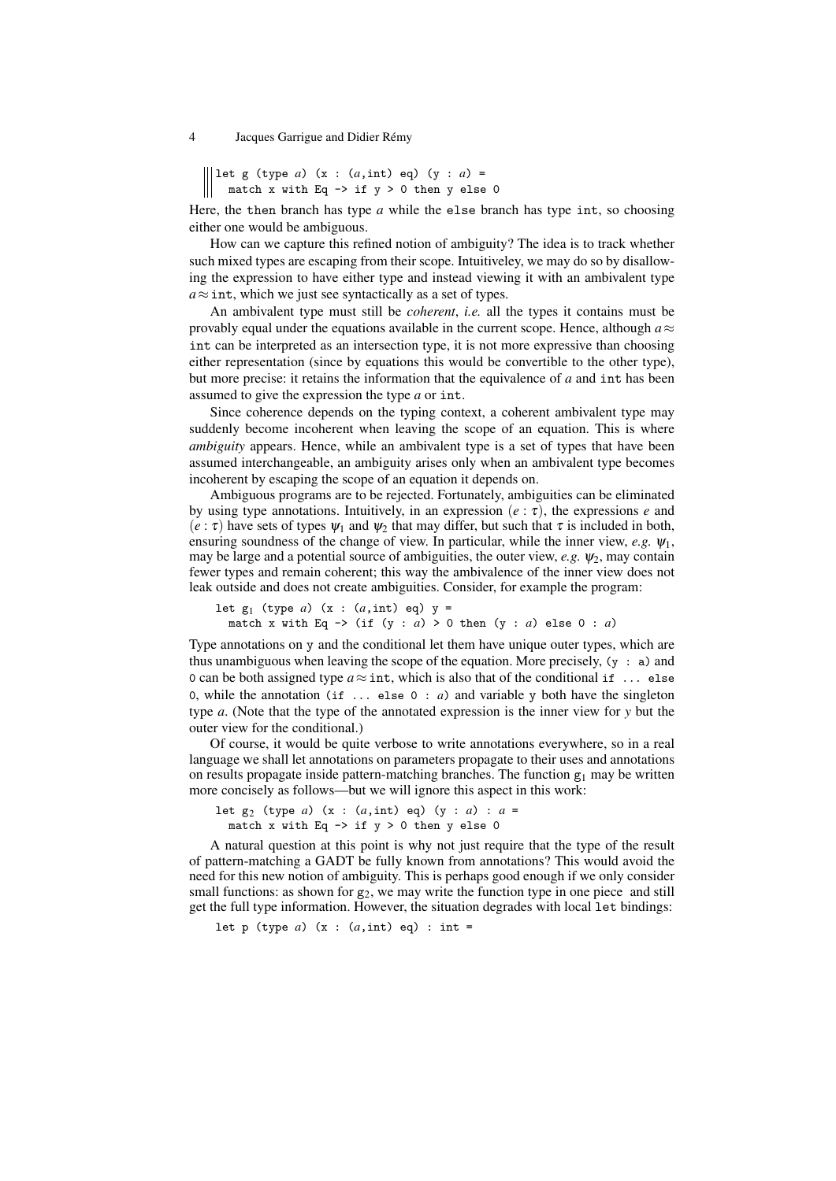```
let g (type a) (x : (a,int) eq) (y : a) =
  match x with Eq -> if y > 0 then y else 0
```

Here, the then branch has type $a$ while the else branch has type int, so choosing either one would be ambiguous.

How can we capture this refined notion of ambiguity? The idea is to track whether such mixed types are escaping from their scope. Intuitiveley, we may do so by disallowing the expression to have either type and instead viewing it with an ambivalent type $a \approx \texttt{int}$, which we just see syntactically as a set of types.

An ambivalent type must still be *coherent*, *i.e.* all the types it contains must be provably equal under the equations available in the current scope. Hence, although $a \approx \texttt{int}$ can be interpreted as an intersection type, it is not more expressive than choosing either representation (since by equations this would be convertible to the other type), but more precise: it retains the information that the equivalence of $a$ and int has been assumed to give the expression the type $a$ or int.

Since coherence depends on the typing context, a coherent ambivalent type may suddenly become incoherent when leaving the scope of an equation. This is where *ambiguity* appears. Hence, while an ambivalent type is a set of types that have been assumed interchangeable, an ambiguity arises only when an ambivalent type becomes incoherent by escaping the scope of an equation it depends on.

Ambiguous programs are to be rejected. Fortunately, ambiguities can be eliminated by using type annotations. Intuitively, in an expression $(e : \tau)$, the expressions $e$ and $(e : \tau)$ have sets of types $\psi_1$ and $\psi_2$ that may differ, but such that $\tau$ is included in both, ensuring soundness of the change of view. In particular, while the inner view, *e.g.* $\psi_1$, may be large and a potential source of ambiguities, the outer view, *e.g.* $\psi_2$, may contain fewer types and remain coherent; this way the ambivalence of the inner view does not leak outside and does not create ambiguities. Consider, for example the program:

```
let g1 (type a) (x : (a,int) eq) y =
  match x with Eq -> (if (y : a) > 0 then (y : a) else 0 : a)
```

Type annotations on y and the conditional let them have unique outer types, which are thus unambiguous when leaving the scope of the equation. More precisely, (y : a) and 0 can be both assigned type $a \approx \texttt{int}$, which is also that of the conditional if ... else 0, while the annotation (if ... else 0 : $a$) and variable y both have the singleton type $a$. (Note that the type of the annotated expression is the inner view for $y$ but the outer view for the conditional.)

Of course, it would be quite verbose to write annotations everywhere, so in a real language we shall let annotations on parameters propagate to their uses and annotations on results propagate inside pattern-matching branches. The function $g_1$ may be written more concisely as follows—but we will ignore this aspect in this work:

```
let g2 (type a) (x : (a,int) eq) (y : a) : a =
  match x with Eq -> if y > 0 then y else 0
```

A natural question at this point is why not just require that the type of the result of pattern-matching a GADT be fully known from annotations? This would avoid the need for this new notion of ambiguity. This is perhaps good enough if we only consider small functions: as shown for $g_2$, we may write the function type in one piece and still get the full type information. However, the situation degrades with local let bindings:

```
let p (type a) (x : (a,int) eq) : int =
```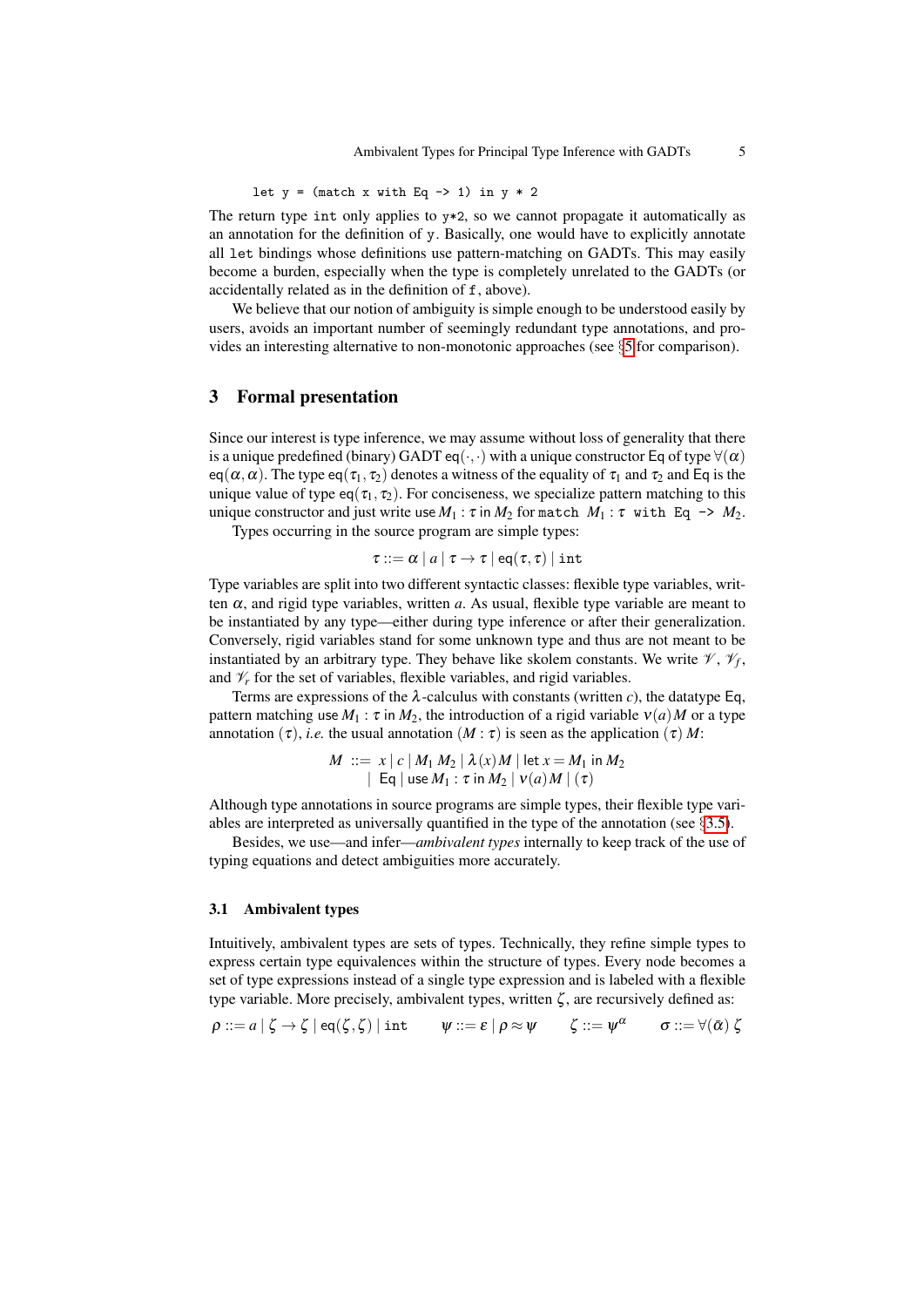```
let y = (match x with Eq -> 1) in y * 2
```

The return type `int` only applies to `y*2`, so we cannot propagate it automatically as an annotation for the definition of `y`. Basically, one would have to explicitly annotate all `let` bindings whose definitions use pattern-matching on GADTs. This may easily become a burden, especially when the type is completely unrelated to the GADTs (or accidentally related as in the definition of `f`, above).

We believe that our notion of ambiguity is simple enough to be understood easily by users, avoids an important number of seemingly redundant type annotations, and provides an interesting alternative to non-monotonic approaches (see §5 for comparison).

## 3 Formal presentation

Since our interest is type inference, we may assume without loss of generality that there is a unique predefined (binary) GADT $\mathsf{eq}(\cdot,\cdot)$ with a unique constructor $\mathsf{Eq}$ of type $\forall(\alpha)\ \mathsf{eq}(\alpha,\alpha)$. The type $\mathsf{eq}(\tau_1,\tau_2)$ denotes a witness of the equality of $\tau_1$ and $\tau_2$ and $\mathsf{Eq}$ is the unique value of type $\mathsf{eq}(\tau_1,\tau_2)$. For conciseness, we specialize pattern matching to this unique constructor and just write $\mathsf{use}\ M_1 : \tau\ \mathsf{in}\ M_2$ for `match` $M_1 : \tau$ `with Eq ->` $M_2$.

Types occurring in the source program are simple types:

$$\tau ::= \alpha \mid a \mid \tau \to \tau \mid \mathsf{eq}(\tau,\tau) \mid \mathtt{int}$$

Type variables are split into two different syntactic classes: flexible type variables, written $\alpha$, and rigid type variables, written $a$. As usual, flexible type variable are meant to be instantiated by any type—either during type inference or after their generalization. Conversely, rigid variables stand for some unknown type and thus are not meant to be instantiated by an arbitrary type. They behave like skolem constants. We write $\mathscr{V}$, $\mathscr{V}_f$, and $\mathscr{V}_r$ for the set of variables, flexible variables, and rigid variables.

Terms are expressions of the $\lambda$-calculus with constants (written $c$), the datatype $\mathsf{Eq}$, pattern matching $\mathsf{use}\ M_1 : \tau\ \mathsf{in}\ M_2$, the introduction of a rigid variable $\nu(a)M$ or a type annotation $(\tau)$, *i.e.* the usual annotation $(M : \tau)$ is seen as the application $(\tau)\ M$:

$$\begin{aligned} M\ ::=&\ x \mid c \mid M_1\ M_2 \mid \lambda(x)M \mid \mathsf{let}\ x = M_1\ \mathsf{in}\ M_2 \\ \mid&\ \mathsf{Eq} \mid \mathsf{use}\ M_1 : \tau\ \mathsf{in}\ M_2 \mid \nu(a)M \mid (\tau) \end{aligned}$$

Although type annotations in source programs are simple types, their flexible type variables are interpreted as universally quantified in the type of the annotation (see §3.5).

Besides, we use—and infer—*ambivalent types* internally to keep track of the use of typing equations and detect ambiguities more accurately.

### 3.1 Ambivalent types

Intuitively, ambivalent types are sets of types. Technically, they refine simple types to express certain type equivalences within the structure of types. Every node becomes a set of type expressions instead of a single type expression and is labeled with a flexible type variable. More precisely, ambivalent types, written $\zeta$, are recursively defined as:

$$\rho ::= a \mid \zeta \to \zeta \mid \mathsf{eq}(\zeta,\zeta) \mid \mathtt{int} \qquad \psi ::= \varepsilon \mid \rho \approx \psi \qquad \zeta ::= \psi^{\alpha} \qquad \sigma ::= \forall(\bar{\alpha})\ \zeta$$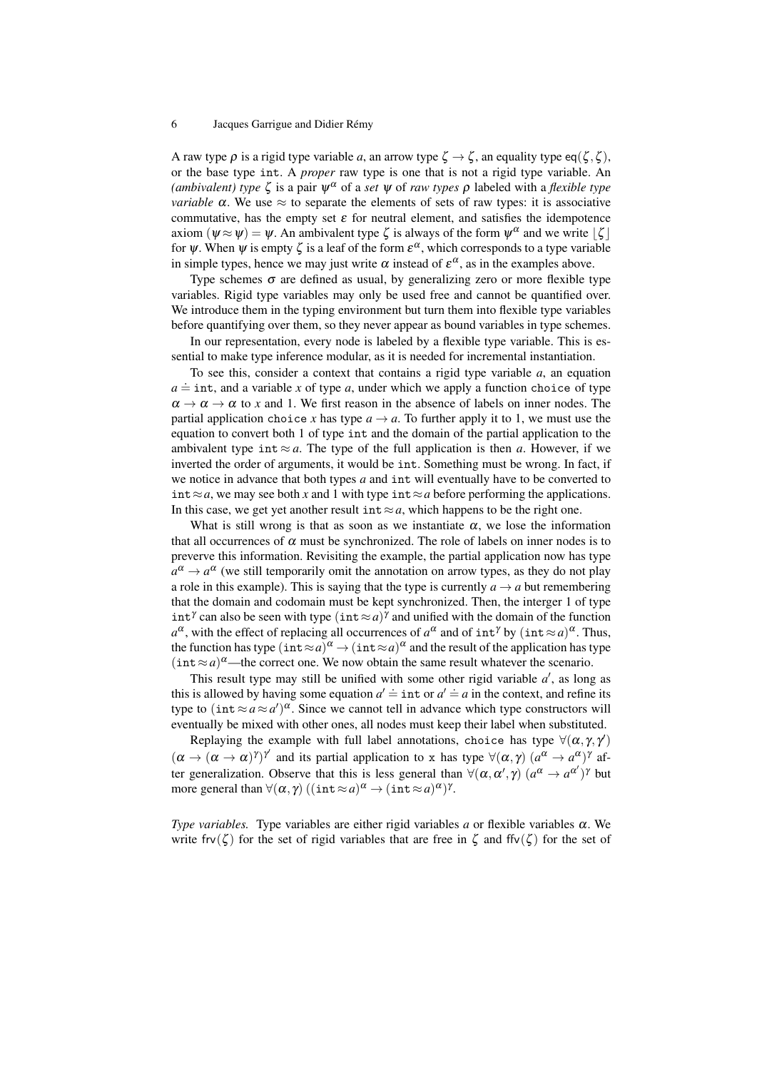A raw type $\rho$ is a rigid type variable $a$, an arrow type $\zeta \to \zeta$, an equality type $\mathsf{eq}(\zeta,\zeta)$, or the base type `int`. A *proper* raw type is one that is not a rigid type variable. An *(ambivalent) type* $\zeta$ is a pair $\psi^\alpha$ of a *set* $\psi$ of *raw types* $\rho$ labeled with a *flexible type variable* $\alpha$. We use $\approx$ to separate the elements of sets of raw types: it is associative commutative, has the empty set $\varepsilon$ for neutral element, and satisfies the idempotence axiom $(\psi \approx \psi) = \psi$. An ambivalent type $\zeta$ is always of the form $\psi^\alpha$ and we write $\lfloor \zeta \rfloor$ for $\psi$. When $\psi$ is empty $\zeta$ is a leaf of the form $\varepsilon^\alpha$, which corresponds to a type variable in simple types, hence we may just write $\alpha$ instead of $\varepsilon^\alpha$, as in the examples above.

Type schemes $\sigma$ are defined as usual, by generalizing zero or more flexible type variables. Rigid type variables may only be used free and cannot be quantified over. We introduce them in the typing environment but turn them into flexible type variables before quantifying over them, so they never appear as bound variables in type schemes.

In our representation, every node is labeled by a flexible type variable. This is essential to make type inference modular, as it is needed for incremental instantiation.

To see this, consider a context that contains a rigid type variable $a$, an equation $a \doteq \texttt{int}$, and a variable $x$ of type $a$, under which we apply a function `choice` of type $\alpha \to \alpha \to \alpha$ to $x$ and 1. We first reason in the absence of labels on inner nodes. The partial application `choice` $x$ has type $a \to a$. To further apply it to 1, we must use the equation to convert both 1 of type `int` and the domain of the partial application to the ambivalent type $\texttt{int} \approx a$. The type of the full application is then $a$. However, if we inverted the order of arguments, it would be `int`. Something must be wrong. In fact, if we notice in advance that both types $a$ and `int` will eventually have to be converted to $\texttt{int} \approx a$, we may see both $x$ and 1 with type $\texttt{int} \approx a$ before performing the applications. In this case, we get yet another result $\texttt{int} \approx a$, which happens to be the right one.

What is still wrong is that as soon as we instantiate $\alpha$, we lose the information that all occurrences of $\alpha$ must be synchronized. The role of labels on inner nodes is to preverve this information. Revisiting the example, the partial application now has type $a^\alpha \to a^\alpha$ (we still temporarily omit the annotation on arrow types, as they do not play a role in this example). This is saying that the type is currently $a \to a$ but remembering that the domain and codomain must be kept synchronized. Then, the interger 1 of type $\texttt{int}^\gamma$ can also be seen with type $(\texttt{int} \approx a)^\gamma$ and unified with the domain of the function $a^\alpha$, with the effect of replacing all occurrences of $a^\alpha$ and of $\texttt{int}^\gamma$ by $(\texttt{int} \approx a)^\alpha$. Thus, the function has type $(\texttt{int} \approx a)^\alpha \to (\texttt{int} \approx a)^\alpha$ and the result of the application has type $(\texttt{int} \approx a)^\alpha$—the correct one. We now obtain the same result whatever the scenario.

This result type may still be unified with some other rigid variable $a'$, as long as this is allowed by having some equation $a' \doteq \texttt{int}$ or $a' \doteq a$ in the context, and refine its type to $(\texttt{int} \approx a \approx a')^\alpha$. Since we cannot tell in advance which type constructors will eventually be mixed with other ones, all nodes must keep their label when substituted.

Replaying the example with full label annotations, `choice` has type $\forall(\alpha,\gamma,\gamma')\ (\alpha \to (\alpha \to \alpha)^\gamma)^{\gamma'}$ and its partial application to `x` has type $\forall(\alpha,\gamma)\ (a^\alpha \to a^\alpha)^\gamma$ after generalization. Observe that this is less general than $\forall(\alpha,\alpha',\gamma)\ (a^\alpha \to a^{\alpha'})^\gamma$ but more general than $\forall(\alpha,\gamma)\ ((\texttt{int} \approx a)^\alpha \to (\texttt{int} \approx a)^\alpha)^\gamma$.

*Type variables.* Type variables are either rigid variables $a$ or flexible variables $\alpha$. We write $\mathsf{frv}(\zeta)$ for the set of rigid variables that are free in $\zeta$ and $\mathsf{ffv}(\zeta)$ for the set of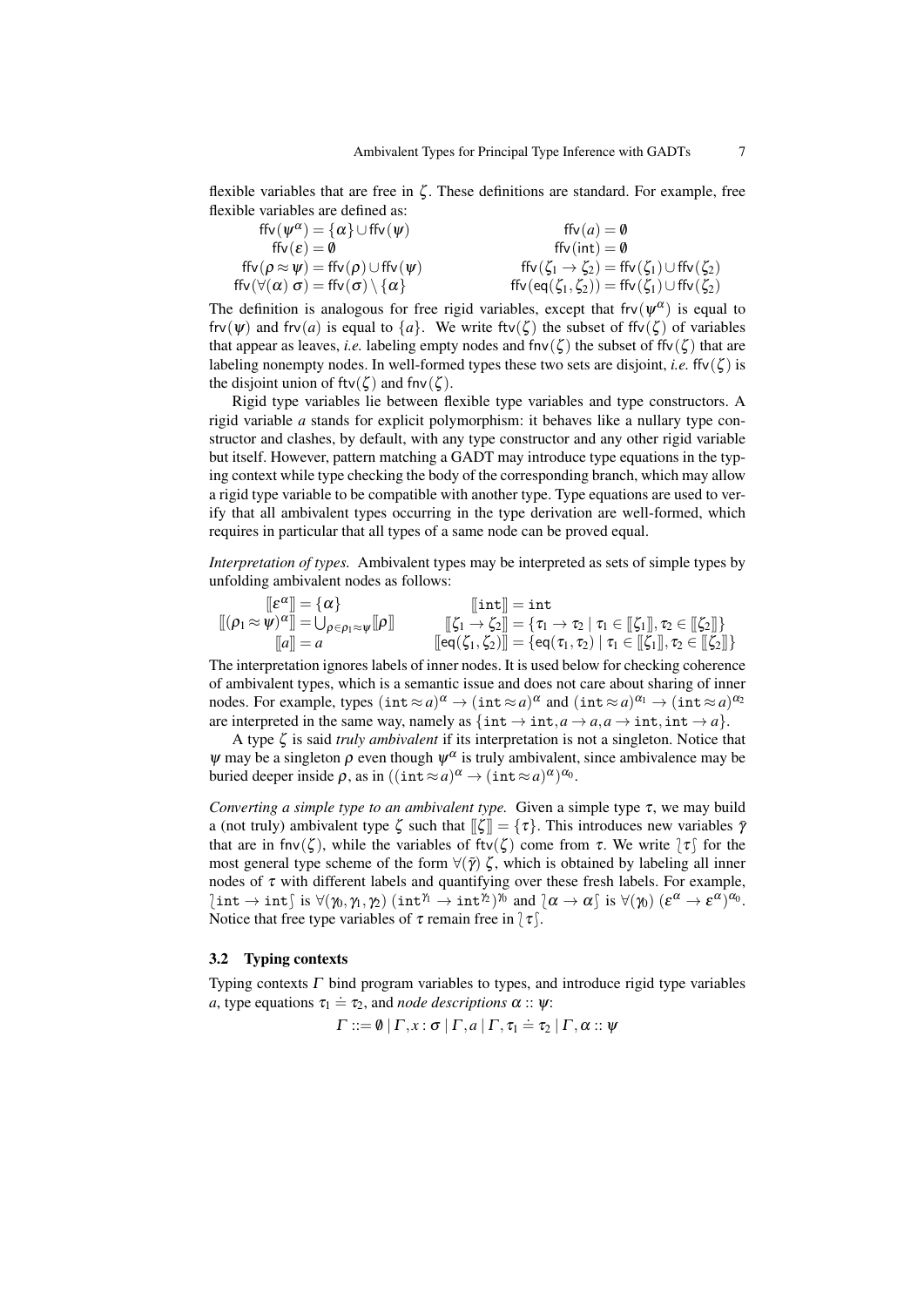flexible variables that are free in $\zeta$. These definitions are standard. For example, free flexible variables are defined as:

$$
\begin{array}{ll}
\mathsf{ffv}(\psi^\alpha) = \{\alpha\} \cup \mathsf{ffv}(\psi) & \mathsf{ffv}(a) = \emptyset \\
\mathsf{ffv}(\varepsilon) = \emptyset & \mathsf{ffv}(\mathtt{int}) = \emptyset \\
\mathsf{ffv}(\rho \approx \psi) = \mathsf{ffv}(\rho) \cup \mathsf{ffv}(\psi) & \mathsf{ffv}(\zeta_1 \to \zeta_2) = \mathsf{ffv}(\zeta_1) \cup \mathsf{ffv}(\zeta_2) \\
\mathsf{ffv}(\forall(\alpha)\ \sigma) = \mathsf{ffv}(\sigma) \setminus \{\alpha\} & \mathsf{ffv}(\mathsf{eq}(\zeta_1, \zeta_2)) = \mathsf{ffv}(\zeta_1) \cup \mathsf{ffv}(\zeta_2)
\end{array}
$$

The definition is analogous for free rigid variables, except that $\mathsf{frv}(\psi^\alpha)$ is equal to $\mathsf{frv}(\psi)$ and $\mathsf{frv}(a)$ is equal to $\{a\}$. We write $\mathsf{ftv}(\zeta)$ the subset of $\mathsf{ffv}(\zeta)$ of variables that appear as leaves, *i.e.* labeling empty nodes and $\mathsf{fnv}(\zeta)$ the subset of $\mathsf{ffv}(\zeta)$ that are labeling nonempty nodes. In well-formed types these two sets are disjoint, *i.e.* $\mathsf{ffv}(\zeta)$ is the disjoint union of $\mathsf{ftv}(\zeta)$ and $\mathsf{fnv}(\zeta)$.

Rigid type variables lie between flexible type variables and type constructors. A rigid variable $a$ stands for explicit polymorphism: it behaves like a nullary type constructor and clashes, by default, with any type constructor and any other rigid variable but itself. However, pattern matching a GADT may introduce type equations in the typing context while type checking the body of the corresponding branch, which may allow a rigid type variable to be compatible with another type. Type equations are used to verify that all ambivalent types occurring in the type derivation are well-formed, which requires in particular that all types of a same node can be proved equal.

*Interpretation of types.* Ambivalent types may be interpreted as sets of simple types by unfolding ambivalent nodes as follows:

$$
\begin{array}{ll}
[\![\varepsilon^\alpha]\!] = \{\alpha\} & [\![\mathtt{int}]\!] = \mathtt{int} \\
[\![(\rho_1 \approx \psi)^\alpha]\!] = \bigcup_{\rho \in \rho_1 \approx \psi} [\![\rho]\!] & [\![\zeta_1 \to \zeta_2]\!] = \{\tau_1 \to \tau_2 \mid \tau_1 \in [\![\zeta_1]\!], \tau_2 \in [\![\zeta_2]\!]\} \\
[\![a]\!] = a & [\![\mathsf{eq}(\zeta_1, \zeta_2)]\!] = \{\mathsf{eq}(\tau_1, \tau_2) \mid \tau_1 \in [\![\zeta_1]\!], \tau_2 \in [\![\zeta_2]\!]\}
\end{array}
$$

The interpretation ignores labels of inner nodes. It is used below for checking coherence of ambivalent types, which is a semantic issue and does not care about sharing of inner nodes. For example, types $(\mathtt{int} \approx a)^\alpha \to (\mathtt{int} \approx a)^\alpha$ and $(\mathtt{int} \approx a)^{\alpha_1} \to (\mathtt{int} \approx a)^{\alpha_2}$ are interpreted in the same way, namely as $\{\mathtt{int} \to \mathtt{int}, a \to a, a \to \mathtt{int}, \mathtt{int} \to a\}$.

A type $\zeta$ is said *truly ambivalent* if its interpretation is not a singleton. Notice that $\psi$ may be a singleton $\rho$ even though $\psi^\alpha$ is truly ambivalent, since ambivalence may be buried deeper inside $\rho$, as in $((\mathtt{int} \approx a)^\alpha \to (\mathtt{int} \approx a)^\alpha)^{\alpha_0}$.

*Converting a simple type to an ambivalent type.* Given a simple type $\tau$, we may build a (not truly) ambivalent type $\zeta$ such that $[\![\zeta]\!] = \{\tau\}$. This introduces new variables $\bar\gamma$ that are in $\mathsf{fnv}(\zeta)$, while the variables of $\mathsf{ftv}(\zeta)$ come from $\tau$. We write $\wr\tau\int$ for the most general type scheme of the form $\forall(\bar\gamma)\ \zeta$, which is obtained by labeling all inner nodes of $\tau$ with different labels and quantifying over these fresh labels. For example, $\wr\mathtt{int} \to \mathtt{int}\int$ is $\forall(\gamma_0, \gamma_1, \gamma_2)\ (\mathtt{int}^{\gamma_1} \to \mathtt{int}^{\gamma_2})^{\gamma_0}$ and $\wr\alpha \to \alpha\int$ is $\forall(\gamma_0)\ (\varepsilon^\alpha \to \varepsilon^\alpha)^{\alpha_0}$. Notice that free type variables of $\tau$ remain free in $\wr\tau\int$.

### 3.2 Typing contexts

Typing contexts $\Gamma$ bind program variables to types, and introduce rigid type variables $a$, type equations $\tau_1 \doteq \tau_2$, and *node descriptions* $\alpha :: \psi$:

$$\Gamma ::= \emptyset \mid \Gamma, x : \sigma \mid \Gamma, a \mid \Gamma, \tau_1 \doteq \tau_2 \mid \Gamma, \alpha :: \psi$$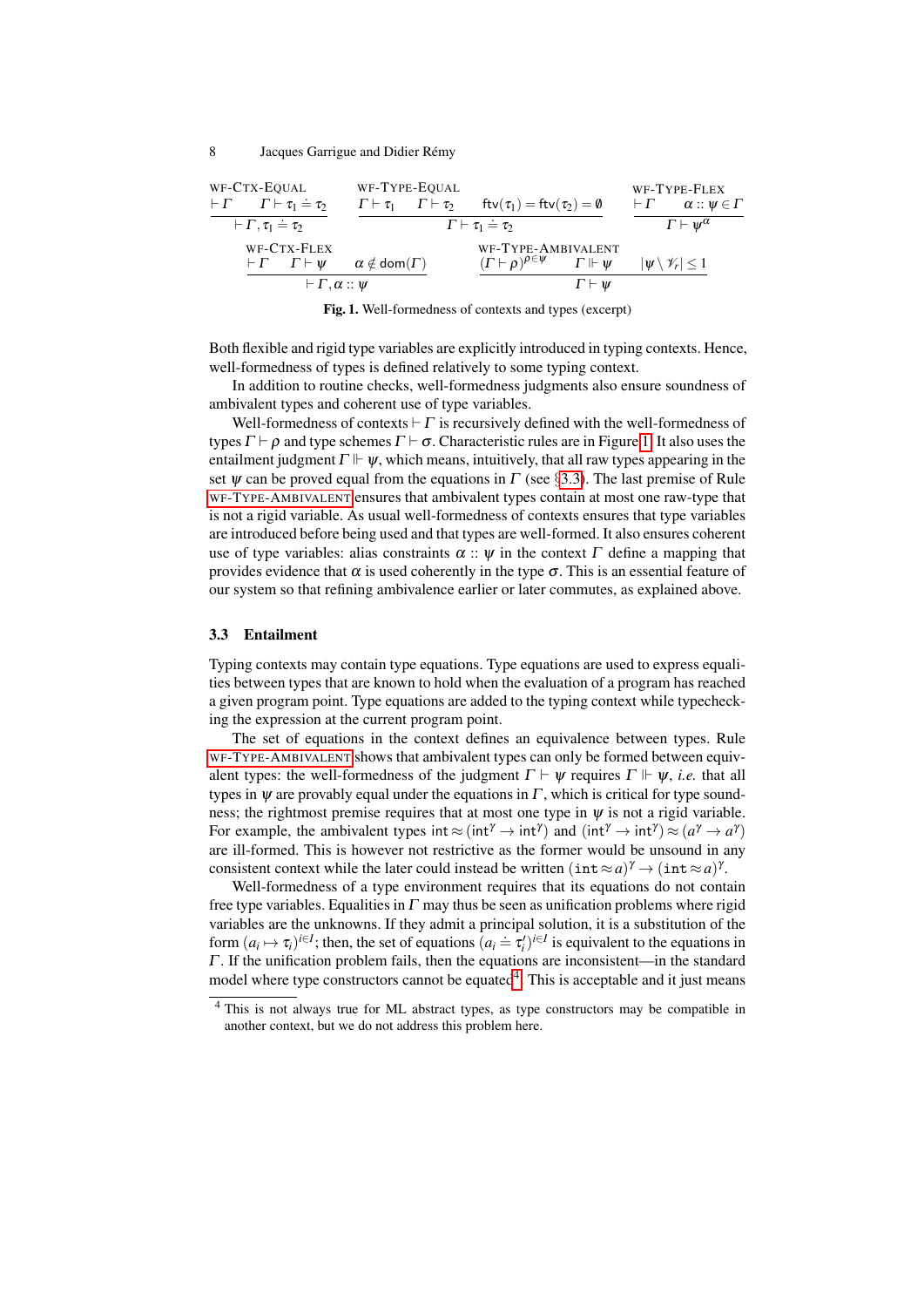$$\frac{\vdash \Gamma \qquad \Gamma \vdash \tau_1 \doteq \tau_2}{\vdash \Gamma, \tau_1 \doteq \tau_2}\ \textsc{wf-Ctx-Equal} \qquad \frac{\Gamma \vdash \tau_1 \qquad \Gamma \vdash \tau_2 \qquad \mathsf{ftv}(\tau_1) = \mathsf{ftv}(\tau_2) = \emptyset}{\Gamma \vdash \tau_1 \doteq \tau_2}\ \textsc{wf-Type-Equal} \qquad \frac{\vdash \Gamma \qquad \alpha :: \psi \in \Gamma}{\Gamma \vdash \psi^\alpha}\ \textsc{wf-Type-Flex}$$

$$\frac{\vdash \Gamma \qquad \Gamma \vdash \psi \qquad \alpha \notin \mathsf{dom}(\Gamma)}{\vdash \Gamma, \alpha :: \psi}\ \textsc{wf-Ctx-Flex} \qquad \frac{(\Gamma \vdash \rho)^{\rho \in \psi} \qquad \Gamma \Vdash \psi \qquad |\psi \setminus \mathscr{V}_r| \leq 1}{\Gamma \vdash \psi}\ \textsc{wf-Type-Ambivalent}$$

**Fig. 1.** Well-formedness of contexts and types (excerpt)

Both flexible and rigid type variables are explicitly introduced in typing contexts. Hence, well-formedness of types is defined relatively to some typing context.

In addition to routine checks, well-formedness judgments also ensure soundness of ambivalent types and coherent use of type variables.

Well-formedness of contexts $\vdash \Gamma$ is recursively defined with the well-formedness of types $\Gamma \vdash \rho$ and type schemes $\Gamma \vdash \sigma$. Characteristic rules are in Figure 1. It also uses the entailment judgment $\Gamma \Vdash \psi$, which means, intuitively, that all raw types appearing in the set $\psi$ can be proved equal from the equations in $\Gamma$ (see §3.3). The last premise of Rule WF-TYPE-AMBIVALENT ensures that ambivalent types contain at most one raw-type that is not a rigid variable. As usual well-formedness of contexts ensures that type variables are introduced before being used and that types are well-formed. It also ensures coherent use of type variables: alias constraints $\alpha :: \psi$ in the context $\Gamma$ define a mapping that provides evidence that $\alpha$ is used coherently in the type $\sigma$. This is an essential feature of our system so that refining ambivalence earlier or later commutes, as explained above.

### 3.3 Entailment

Typing contexts may contain type equations. Type equations are used to express equalities between types that are known to hold when the evaluation of a program has reached a given program point. Type equations are added to the typing context while typechecking the expression at the current program point.

The set of equations in the context defines an equivalence between types. Rule WF-TYPE-AMBIVALENT shows that ambivalent types can only be formed between equivalent types: the well-formedness of the judgment $\Gamma \vdash \psi$ requires $\Gamma \Vdash \psi$, *i.e.* that all types in $\psi$ are provably equal under the equations in $\Gamma$, which is critical for type soundness; the rightmost premise requires that at most one type in $\psi$ is not a rigid variable. For example, the ambivalent types $\mathsf{int} \approx (\mathsf{int}^\gamma \to \mathsf{int}^\gamma)$ and $(\mathsf{int}^\gamma \to \mathsf{int}^\gamma) \approx (a^\gamma \to a^\gamma)$ are ill-formed. This is however not restrictive as the former would be unsound in any consistent context while the later could instead be written $(\mathtt{int} \approx a)^\gamma \to (\mathtt{int} \approx a)^\gamma$.

Well-formedness of a type environment requires that its equations do not contain free type variables. Equalities in $\Gamma$ may thus be seen as unification problems where rigid variables are the unknowns. If they admit a principal solution, it is a substitution of the form $(a_i \mapsto \tau_i)^{i \in I}$; then, the set of equations $(a_i \doteq \tau_i')^{i \in I}$ is equivalent to the equations in $\Gamma$. If the unification problem fails, then the equations are inconsistent—in the standard model where type constructors cannot be equated[4]. This is acceptable and it just means

[4] This is not always true for ML abstract types, as type constructors may be compatible in another context, but we do not address this problem here.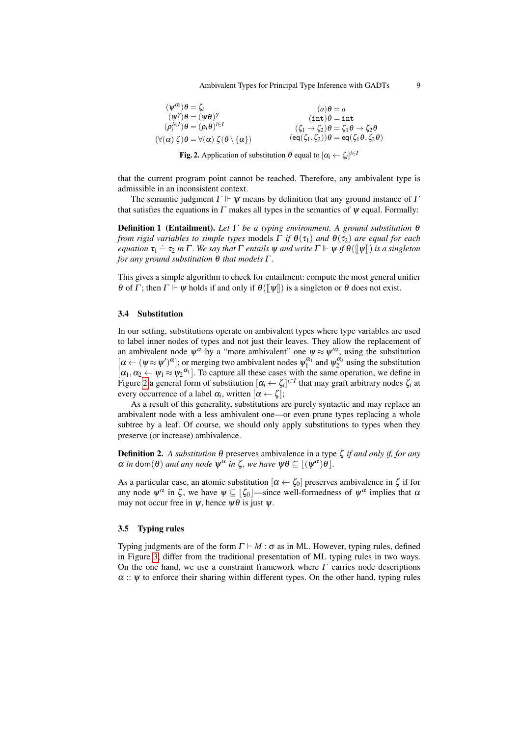$$
\begin{array}{ll}
(\psi^{\alpha_i})\theta = \zeta_i & (a)\theta = a \\
(\psi^{\gamma})\theta = (\psi\theta)^{\gamma} & (\texttt{int})\theta = \texttt{int} \\
(\rho_i^{i\in I})\theta = (\rho_i\theta)^{i\in I} & (\zeta_1 \to \zeta_2)\theta = \zeta_1\theta \to \zeta_2\theta \\
(\forall(\alpha)\,\zeta)\theta = \forall(\alpha)\,\zeta(\theta\setminus\{\alpha\}) & (\mathsf{eq}(\zeta_1,\zeta_2))\theta = \mathsf{eq}(\zeta_1\theta,\zeta_2\theta)
\end{array}
$$

**Fig. 2.** Application of substitution $\theta$ equal to $[\alpha_i \leftarrow \zeta_i]^{i\in I}$

that the current program point cannot be reached. Therefore, any ambivalent type is admissible in an inconsistent context.

The semantic judgment $\Gamma \Vdash \psi$ means by definition that any ground instance of $\Gamma$ that satisfies the equations in $\Gamma$ makes all types in the semantics of $\psi$ equal. Formally:

**Definition 1 (Entailment).** *Let $\Gamma$ be a typing environment. A ground substitution $\theta$ from rigid variables to simple types* models *$\Gamma$ if $\theta(\tau_1)$ and $\theta(\tau_2)$ are equal for each equation $\tau_1 \doteq \tau_2$ in $\Gamma$. We say that $\Gamma$ entails $\psi$ and write $\Gamma \Vdash \psi$ if $\theta([\![\psi]\!])$ is a singleton for any ground substitution $\theta$ that models $\Gamma$.*

This gives a simple algorithm to check for entailment: compute the most general unifier $\theta$ of $\Gamma$; then $\Gamma \Vdash \psi$ holds if and only if $\theta([\![\psi]\!])$ is a singleton or $\theta$ does not exist.

### 3.4 Substitution

In our setting, substitutions operate on ambivalent types where type variables are used to label inner nodes of types and not just their leaves. They allow the replacement of an ambivalent node $\psi^{\alpha}$ by a "more ambivalent" one $\psi \approx \psi'^{\alpha}$, using the substitution $[\alpha \leftarrow (\psi \approx \psi')^{\alpha}]$; or merging two ambivalent nodes $\psi_1^{\alpha_1}$ and $\psi_2^{\alpha_2}$ using the substitution $[\alpha_1, \alpha_2 \leftarrow \psi_1 \approx \psi_2{}^{\alpha_1}]$. To capture all these cases with the same operation, we define in Figure 2 a general form of substitution $[\alpha_i \leftarrow \zeta_i]^{i\in I}$ that may graft arbitrary nodes $\zeta_i$ at every occurrence of a label $\alpha_i$, written $[\alpha \leftarrow \zeta]$;

As a result of this generality, substitutions are purely syntactic and may replace an ambivalent node with a less ambivalent one—or even prune types replacing a whole subtree by a leaf. Of course, we should only apply substitutions to types when they preserve (or increase) ambivalence.

**Definition 2.** *A substitution $\theta$* preserves ambivalence *in a type $\zeta$ if and only if, for any $\alpha$ in $\mathsf{dom}(\theta)$ and any node $\psi^{\alpha}$ in $\zeta$, we have $\psi\theta \subseteq \lfloor (\psi^{\alpha})\theta \rfloor$.*

As a particular case, an atomic substitution $[\alpha \leftarrow \zeta_0]$ preserves ambivalence in $\zeta$ if for any node $\psi^{\alpha}$ in $\zeta$, we have $\psi \subseteq \lfloor \zeta_0 \rfloor$—since well-formedness of $\psi^{\alpha}$ implies that $\alpha$ may not occur free in $\psi$, hence $\psi\theta$ is just $\psi$.

### 3.5 Typing rules

Typing judgments are of the form $\Gamma \vdash M : \sigma$ as in ML. However, typing rules, defined in Figure 3, differ from the traditional presentation of ML typing rules in two ways. On the one hand, we use a constraint framework where $\Gamma$ carries node descriptions $\alpha :: \psi$ to enforce their sharing within different types. On the other hand, typing rules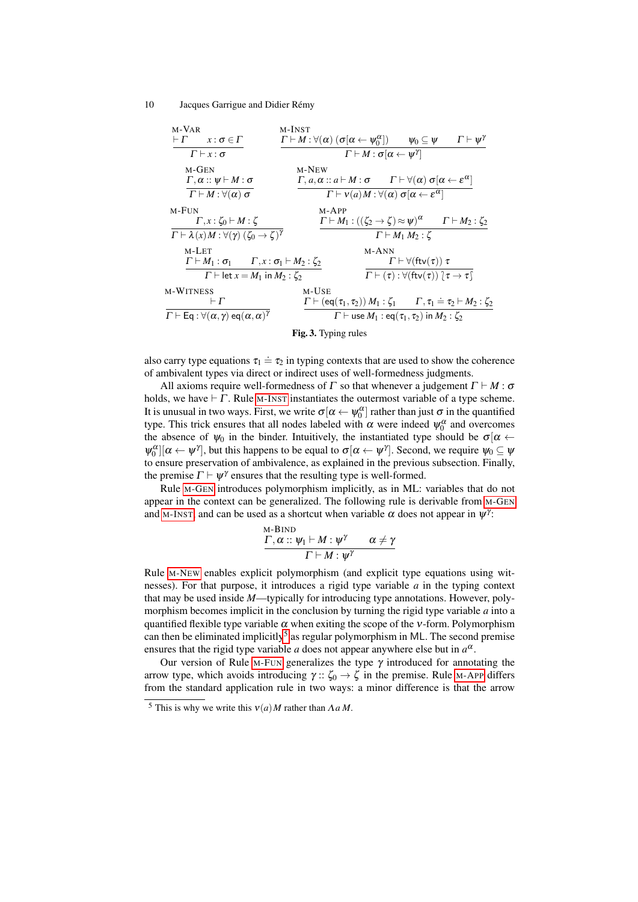$$\frac{\vdash \Gamma \qquad x : \sigma \in \Gamma}{\Gamma \vdash x : \sigma}\ \textsc{M-Var} \qquad \frac{\Gamma \vdash M : \forall(\alpha)\ (\sigma[\alpha \leftarrow \psi_0^\alpha]) \qquad \psi_0 \subseteq \psi \qquad \Gamma \vdash \psi^\gamma}{\Gamma \vdash M : \sigma[\alpha \leftarrow \psi^\gamma]}\ \textsc{M-Inst}$$

$$\frac{\Gamma, \alpha :: \psi \vdash M : \sigma}{\Gamma \vdash M : \forall(\alpha)\ \sigma}\ \textsc{M-Gen} \qquad \frac{\Gamma, a, \alpha :: a \vdash M : \sigma \qquad \Gamma \vdash \forall(\alpha)\ \sigma[\alpha \leftarrow \varepsilon^\alpha]}{\Gamma \vdash \nu(a) M : \forall(\alpha)\ \sigma[\alpha \leftarrow \varepsilon^\alpha]}\ \textsc{M-New}$$

$$\frac{\Gamma, x : \zeta_0 \vdash M : \zeta}{\Gamma \vdash \lambda(x) M : \forall(\gamma)\ (\zeta_0 \to \zeta)^\gamma}\ \textsc{M-Fun} \qquad \frac{\Gamma \vdash M_1 : ((\zeta_2 \to \zeta) \approx \psi)^\alpha \qquad \Gamma \vdash M_2 : \zeta_2}{\Gamma \vdash M_1\ M_2 : \zeta}\ \textsc{M-App}$$

$$\frac{\Gamma \vdash M_1 : \sigma_1 \qquad \Gamma, x : \sigma_1 \vdash M_2 : \zeta_2}{\Gamma \vdash \mathsf{let}\ x = M_1\ \mathsf{in}\ M_2 : \zeta_2}\ \textsc{M-Let} \qquad \frac{\Gamma \vdash \forall(\mathsf{ftv}(\tau))\ \tau}{\Gamma \vdash (\tau) : \forall(\mathsf{ftv}(\tau))\ \wr \tau \to \tau \wr}\ \textsc{M-Ann}$$

$$\frac{\vdash \Gamma}{\Gamma \vdash \mathsf{Eq} : \forall(\alpha, \gamma)\ \mathsf{eq}(\alpha, \alpha)^\gamma}\ \textsc{M-Witness} \qquad \frac{\Gamma \vdash (\mathsf{eq}(\tau_1, \tau_2))\ M_1 : \zeta_1 \qquad \Gamma, \tau_1 \doteq \tau_2 \vdash M_2 : \zeta_2}{\Gamma \vdash \mathsf{use}\ M_1 : \mathsf{eq}(\tau_1, \tau_2)\ \mathsf{in}\ M_2 : \zeta_2}\ \textsc{M-Use}$$

**Fig. 3.** Typing rules

also carry type equations $\tau_1 \doteq \tau_2$ in typing contexts that are used to show the coherence of ambivalent types via direct or indirect uses of well-formedness judgments.

All axioms require well-formedness of $\Gamma$ so that whenever a judgement $\Gamma \vdash M : \sigma$ holds, we have $\vdash \Gamma$. Rule M-INST instantiates the outermost variable of a type scheme. It is unusual in two ways. First, we write $\sigma[\alpha \leftarrow \psi_0^\alpha]$ rather than just $\sigma$ in the quantified type. This trick ensures that all nodes labeled with $\alpha$ were indeed $\psi_0^\alpha$ and overcomes the absence of $\psi_0$ in the binder. Intuitively, the instantiated type should be $\sigma[\alpha \leftarrow \psi_0^\alpha][\alpha \leftarrow \psi^\gamma]$, but this happens to be equal to $\sigma[\alpha \leftarrow \psi^\gamma]$. Second, we require $\psi_0 \subseteq \psi$ to ensure preservation of ambivalence, as explained in the previous subsection. Finally, the premise $\Gamma \vdash \psi^\gamma$ ensures that the resulting type is well-formed.

Rule M-GEN introduces polymorphism implicitly, as in ML: variables that do not appear in the context can be generalized. The following rule is derivable from M-GEN and M-INST and can be used as a shortcut when variable $\alpha$ does not appear in $\psi^\gamma$:

$$\frac{\Gamma, \alpha :: \psi_1 \vdash M : \psi^\gamma \qquad \alpha \neq \gamma}{\Gamma \vdash M : \psi^\gamma}\ \textsc{M-Bind}$$

Rule M-NEW enables explicit polymorphism (and explicit type equations using witnesses). For that purpose, it introduces a rigid type variable $a$ in the typing context that may be used inside $M$—typically for introducing type annotations. However, polymorphism becomes implicit in the conclusion by turning the rigid type variable $a$ into a quantified flexible type variable $\alpha$ when exiting the scope of the $\nu$-form. Polymorphism can then be eliminated implicitly[5] as regular polymorphism in ML. The second premise ensures that the rigid type variable $a$ does not appear anywhere else but in $a^\alpha$.

Our version of Rule M-FUN generalizes the type $\gamma$ introduced for annotating the arrow type, which avoids introducing $\gamma :: \zeta_0 \to \zeta$ in the premise. Rule M-APP differs from the standard application rule in two ways: a minor difference is that the arrow

[5] This is why we write this $\nu(a) M$ rather than $\Lambda a\, M$.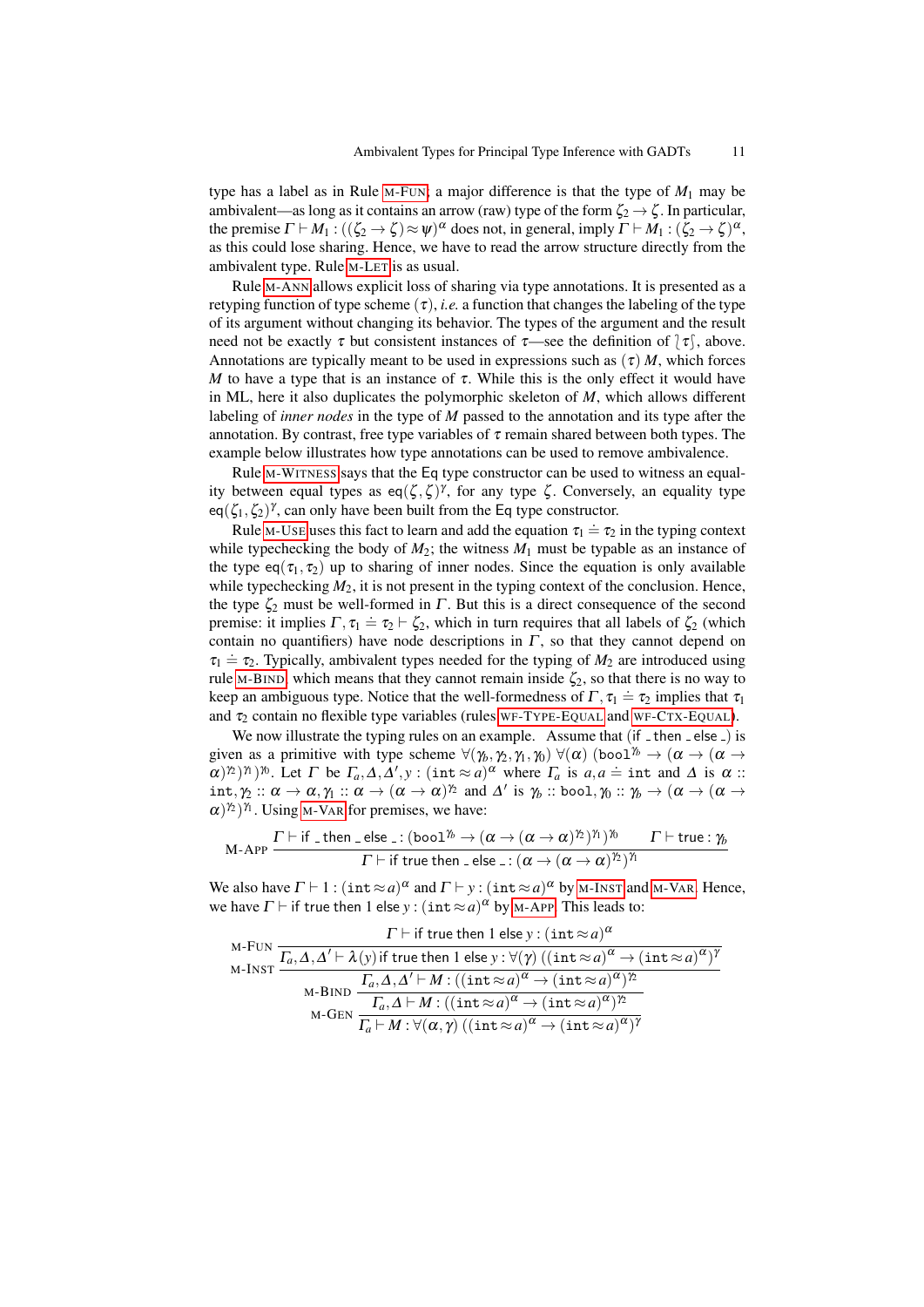type has a label as in Rule M-FUN; a major difference is that the type of $M_1$ may be ambivalent—as long as it contains an arrow (raw) type of the form $\zeta_2 \to \zeta$. In particular, the premise $\Gamma \vdash M_1 : ((\zeta_2 \to \zeta) \approx \psi)^\alpha$ does not, in general, imply $\Gamma \vdash M_1 : (\zeta_2 \to \zeta)^\alpha$, as this could lose sharing. Hence, we have to read the arrow structure directly from the ambivalent type. Rule M-LET is as usual.

Rule M-ANN allows explicit loss of sharing via type annotations. It is presented as a retyping function of type scheme $(\tau)$, *i.e.* a function that changes the labeling of the type of its argument without changing its behavior. The types of the argument and the result need not be exactly $\tau$ but consistent instances of $\tau$—see the definition of $\wr \tau \int$, above. Annotations are typically meant to be used in expressions such as $(\tau)\, M$, which forces $M$ to have a type that is an instance of $\tau$. While this is the only effect it would have in ML, here it also duplicates the polymorphic skeleton of $M$, which allows different labeling of *inner nodes* in the type of $M$ passed to the annotation and its type after the annotation. By contrast, free type variables of $\tau$ remain shared between both types. The example below illustrates how type annotations can be used to remove ambivalence.

Rule M-WITNESS says that the Eq type constructor can be used to witness an equality between equal types as $\mathsf{eq}(\zeta,\zeta)^\gamma$, for any type $\zeta$. Conversely, an equality type $\mathsf{eq}(\zeta_1,\zeta_2)^\gamma$, can only have been built from the Eq type constructor.

Rule M-USE uses this fact to learn and add the equation $\tau_1 \doteq \tau_2$ in the typing context while typechecking the body of $M_2$; the witness $M_1$ must be typable as an instance of the type $\mathsf{eq}(\tau_1,\tau_2)$ up to sharing of inner nodes. Since the equation is only available while typechecking $M_2$, it is not present in the typing context of the conclusion. Hence, the type $\zeta_2$ must be well-formed in $\Gamma$. But this is a direct consequence of the second premise: it implies $\Gamma, \tau_1 \doteq \tau_2 \vdash \zeta_2$, which in turn requires that all labels of $\zeta_2$ (which contain no quantifiers) have node descriptions in $\Gamma$, so that they cannot depend on $\tau_1 \doteq \tau_2$. Typically, ambivalent types needed for the typing of $M_2$ are introduced using rule M-BIND, which means that they cannot remain inside $\zeta_2$, so that there is no way to keep an ambiguous type. Notice that the well-formedness of $\Gamma, \tau_1 \doteq \tau_2$ implies that $\tau_1$ and $\tau_2$ contain no flexible type variables (rules WF-TYPE-EQUAL and WF-CTX-EQUAL).

We now illustrate the typing rules on an example. Assume that (if \_ then \_ else \_) is given as a primitive with type scheme $\forall(\gamma_b,\gamma_2,\gamma_1,\gamma_0)\ \forall(\alpha)\ (\mathtt{bool}^{\gamma_b} \to (\alpha \to (\alpha \to \alpha)^{\gamma_2})^{\gamma_1})^{\gamma_0}$. Let $\Gamma$ be $\Gamma_a, \Delta, \Delta', y : (\mathtt{int} \approx a)^\alpha$ where $\Gamma_a$ is $a, a \doteq \mathtt{int}$ and $\Delta$ is $\alpha :: \mathtt{int}, \gamma_2 :: \alpha \to \alpha, \gamma_1 :: \alpha \to (\alpha \to \alpha)^{\gamma_2}$ and $\Delta'$ is $\gamma_b :: \mathtt{bool}, \gamma_0 :: \gamma_b \to (\alpha \to (\alpha \to \alpha)^{\gamma_2})^{\gamma_1}$. Using M-VAR for premises, we have:

$$\text{M-APP}\ \frac{\Gamma \vdash \mathsf{if}\ \_\ \mathsf{then}\ \_\ \mathsf{else}\ \_ : (\mathtt{bool}^{\gamma_b} \to (\alpha \to (\alpha \to \alpha)^{\gamma_2})^{\gamma_1})^{\gamma_0} \qquad \Gamma \vdash \mathsf{true} : \gamma_b}{\Gamma \vdash \mathsf{if\ true\ then}\ \_\ \mathsf{else}\ \_ : (\alpha \to (\alpha \to \alpha)^{\gamma_2})^{\gamma_1}}$$

We also have $\Gamma \vdash 1 : (\mathtt{int} \approx a)^\alpha$ and $\Gamma \vdash y : (\mathtt{int} \approx a)^\alpha$ by M-INST and M-VAR. Hence, we have $\Gamma \vdash \mathsf{if\ true\ then\ 1\ else}\ y : (\mathtt{int} \approx a)^\alpha$ by M-APP. This leads to:

$$\text{M-GEN}\ \dfrac{\text{M-BIND}\ \dfrac{\text{M-INST}\ \dfrac{\text{M-FUN}\ \dfrac{\Gamma \vdash \mathsf{if\ true\ then\ 1\ else}\ y : (\mathtt{int} \approx a)^\alpha}{\Gamma_a, \Delta, \Delta' \vdash \lambda(y)\, \mathsf{if\ true\ then\ 1\ else}\ y : \forall(\gamma)\ ((\mathtt{int} \approx a)^\alpha \to (\mathtt{int} \approx a)^\alpha)^\gamma}}{\Gamma_a, \Delta, \Delta' \vdash M : ((\mathtt{int} \approx a)^\alpha \to (\mathtt{int} \approx a)^\alpha)^{\gamma_2}}}{\Gamma_a, \Delta \vdash M : ((\mathtt{int} \approx a)^\alpha \to (\mathtt{int} \approx a)^\alpha)^{\gamma_2}}}{\Gamma_a \vdash M : \forall(\alpha,\gamma)\ ((\mathtt{int} \approx a)^\alpha \to (\mathtt{int} \approx a)^\alpha)^\gamma}$$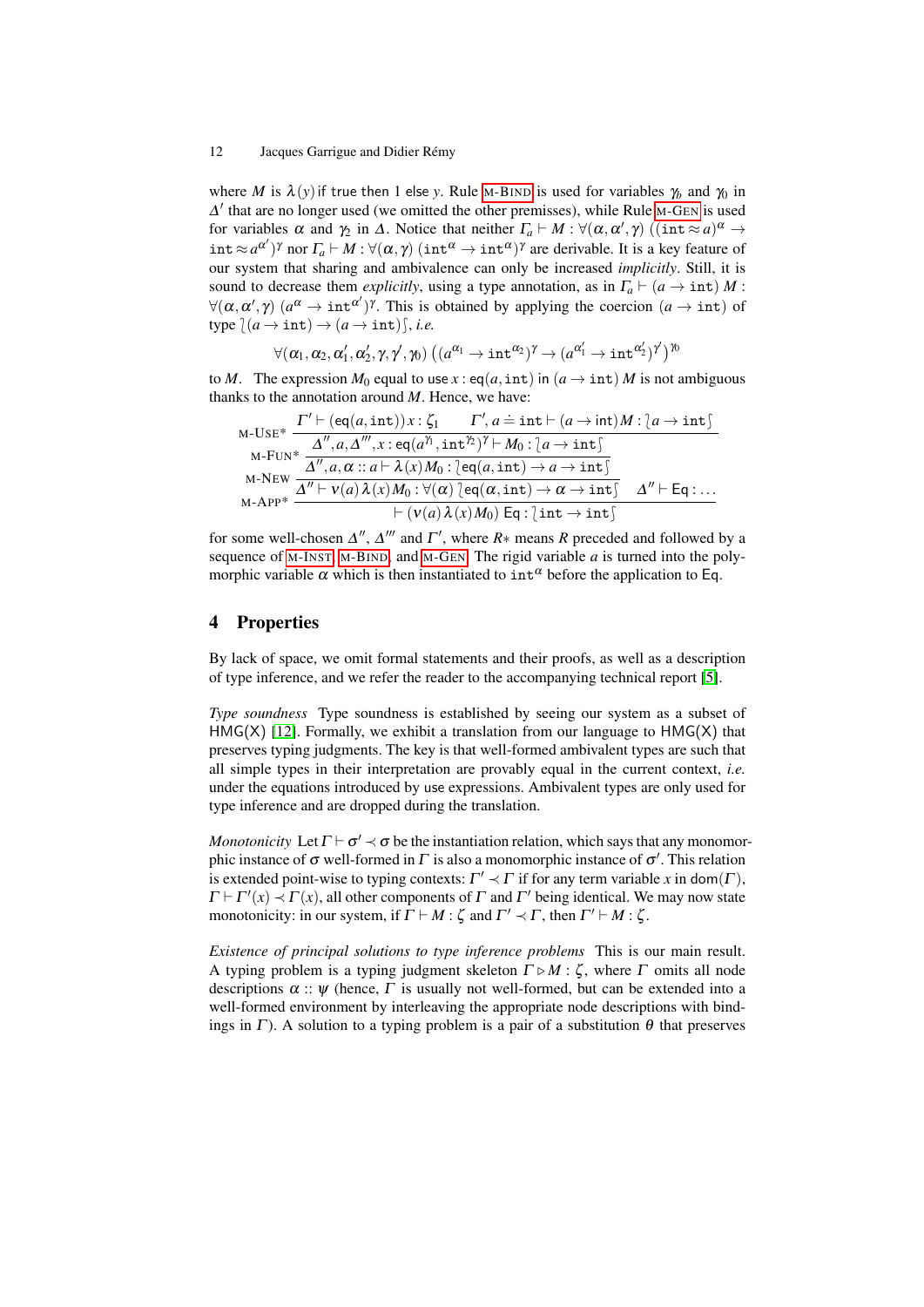where $M$ is $\lambda(y)$ if true then 1 else $y$. Rule M-BIND is used for variables $\gamma_b$ and $\gamma_0$ in $\Delta'$ that are no longer used (we omitted the other premisses), while Rule M-GEN is used for variables $\alpha$ and $\gamma_2$ in $\Delta$. Notice that neither $\Gamma_a \vdash M : \forall(\alpha, \alpha', \gamma)\ ((\mathtt{int} \approx a)^{\alpha} \rightarrow \mathtt{int} \approx a^{\alpha'})^{\gamma}$ nor $\Gamma_a \vdash M : \forall(\alpha, \gamma)\ (\mathtt{int}^{\alpha} \rightarrow \mathtt{int}^{\alpha})^{\gamma}$ are derivable. It is a key feature of our system that sharing and ambivalence can only be increased *implicitly*. Still, it is sound to decrease them *explicitly*, using a type annotation, as in $\Gamma_a \vdash (a \rightarrow \mathtt{int})\ M : \forall(\alpha, \alpha', \gamma)\ (a^{\alpha} \rightarrow \mathtt{int}^{\alpha'})^{\gamma}$. This is obtained by applying the coercion $(a \rightarrow \mathtt{int})$ of type $\wr(a \rightarrow \mathtt{int}) \rightarrow (a \rightarrow \mathtt{int})\int$, *i.e.*

$$\forall(\alpha_1, \alpha_2, \alpha'_1, \alpha'_2, \gamma, \gamma', \gamma_0)\ \left((a^{\alpha_1} \rightarrow \mathtt{int}^{\alpha_2})^{\gamma} \rightarrow (a^{\alpha'_1} \rightarrow \mathtt{int}^{\alpha'_2})^{\gamma'}\right)^{\gamma_0}$$

to $M$. The expression $M_0$ equal to use $x : \mathsf{eq}(a, \mathtt{int})$ in $(a \rightarrow \mathtt{int})\ M$ is not ambiguous thanks to the annotation around $M$. Hence, we have:

$$\dfrac{\dfrac{\dfrac{\dfrac{\Gamma' \vdash (\mathsf{eq}(a,\mathtt{int}))\,x : \zeta_1 \qquad \Gamma', a \doteq \mathtt{int} \vdash (a \rightarrow \mathsf{int})\,M : \wr a \rightarrow \mathtt{int}\int}{\Delta'', a, \Delta''', x : \mathsf{eq}(a^{\gamma_1}, \mathtt{int}^{\gamma_2})^{\gamma} \vdash M_0 : \wr a \rightarrow \mathtt{int}\int}\ \textsc{M-Use}^*}{\Delta'', a, \alpha :: a \vdash \lambda(x)\,M_0 : \wr \mathsf{eq}(a, \mathtt{int}) \rightarrow a \rightarrow \mathtt{int}\int}\ \textsc{M-Fun}^*}{\Delta'' \vdash \nu(a)\,\lambda(x)\,M_0 : \forall(\alpha)\ \wr \mathsf{eq}(\alpha, \mathtt{int}) \rightarrow \alpha \rightarrow \mathtt{int}\int}\ \textsc{M-New} \qquad \Delta'' \vdash \mathsf{Eq} : \ldots}{\vdash (\nu(a)\,\lambda(x)\,M_0)\ \mathsf{Eq} : \wr \mathtt{int} \rightarrow \mathtt{int}\int}\ \textsc{M-App}^*$$

for some well-chosen $\Delta''$, $\Delta'''$ and $\Gamma'$, where $R*$ means $R$ preceded and followed by a sequence of M-INST, M-BIND and M-GEN. The rigid variable $a$ is turned into the polymorphic variable $\alpha$ which is then instantiated to $\mathtt{int}^{\alpha}$ before the application to $\mathsf{Eq}$.

## 4 Properties

By lack of space, we omit formal statements and their proofs, as well as a description of type inference, and we refer the reader to the accompanying technical report [5].

*Type soundness* Type soundness is established by seeing our system as a subset of HMG(X) [12]. Formally, we exhibit a translation from our language to HMG(X) that preserves typing judgments. The key is that well-formed ambivalent types are such that all simple types in their interpretation are provably equal in the current context, *i.e.* under the equations introduced by use expressions. Ambivalent types are only used for type inference and are dropped during the translation.

*Monotonicity* Let $\Gamma \vdash \sigma' \prec \sigma$ be the instantiation relation, which says that any monomorphic instance of $\sigma$ well-formed in $\Gamma$ is also a monomorphic instance of $\sigma'$. This relation is extended point-wise to typing contexts: $\Gamma' \prec \Gamma$ if for any term variable $x$ in $\mathrm{dom}(\Gamma)$, $\Gamma \vdash \Gamma'(x) \prec \Gamma(x)$, all other components of $\Gamma$ and $\Gamma'$ being identical. We may now state monotonicity: in our system, if $\Gamma \vdash M : \zeta$ and $\Gamma' \prec \Gamma$, then $\Gamma' \vdash M : \zeta$.

*Existence of principal solutions to type inference problems* This is our main result. A typing problem is a typing judgment skeleton $\Gamma \triangleright M : \zeta$, where $\Gamma$ omits all node descriptions $\alpha :: \psi$ (hence, $\Gamma$ is usually not well-formed, but can be extended into a well-formed environment by interleaving the appropriate node descriptions with bindings in $\Gamma$). A solution to a typing problem is a pair of a substitution $\theta$ that preserves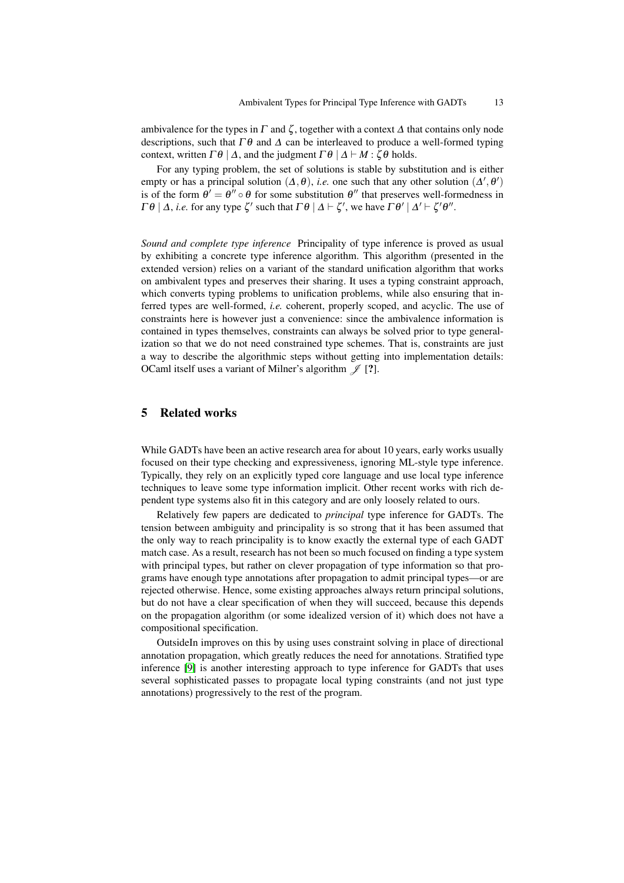ambivalence for the types in $\Gamma$ and $\zeta$, together with a context $\Delta$ that contains only node descriptions, such that $\Gamma\theta$ and $\Delta$ can be interleaved to produce a well-formed typing context, written $\Gamma\theta \mid \Delta$, and the judgment $\Gamma\theta \mid \Delta \vdash M : \zeta\theta$ holds.

For any typing problem, the set of solutions is stable by substitution and is either empty or has a principal solution $(\Delta, \theta)$, *i.e.* one such that any other solution $(\Delta', \theta')$ is of the form $\theta' = \theta'' \circ \theta$ for some substitution $\theta''$ that preserves well-formedness in $\Gamma\theta \mid \Delta$, *i.e.* for any type $\zeta'$ such that $\Gamma\theta \mid \Delta \vdash \zeta'$, we have $\Gamma\theta' \mid \Delta' \vdash \zeta'\theta''$.

*Sound and complete type inference* Principality of type inference is proved as usual by exhibiting a concrete type inference algorithm. This algorithm (presented in the extended version) relies on a variant of the standard unification algorithm that works on ambivalent types and preserves their sharing. It uses a typing constraint approach, which converts typing problems to unification problems, while also ensuring that inferred types are well-formed, *i.e.* coherent, properly scoped, and acyclic. The use of constraints here is however just a convenience: since the ambivalence information is contained in types themselves, constraints can always be solved prior to type generalization so that we do not need constrained type schemes. That is, constraints are just a way to describe the algorithmic steps without getting into implementation details: OCaml itself uses a variant of Milner's algorithm $\mathscr{J}$ [**?**].

## 5 Related works

While GADTs have been an active research area for about 10 years, early works usually focused on their type checking and expressiveness, ignoring ML-style type inference. Typically, they rely on an explicitly typed core language and use local type inference techniques to leave some type information implicit. Other recent works with rich dependent type systems also fit in this category and are only loosely related to ours.

Relatively few papers are dedicated to *principal* type inference for GADTs. The tension between ambiguity and principality is so strong that it has been assumed that the only way to reach principality is to know exactly the external type of each GADT match case. As a result, research has not been so much focused on finding a type system with principal types, but rather on clever propagation of type information so that programs have enough type annotations after propagation to admit principal types—or are rejected otherwise. Hence, some existing approaches always return principal solutions, but do not have a clear specification of when they will succeed, because this depends on the propagation algorithm (or some idealized version of it) which does not have a compositional specification.

OutsideIn improves on this by using uses constraint solving in place of directional annotation propagation, which greatly reduces the need for annotations. Stratified type inference [9] is another interesting approach to type inference for GADTs that uses several sophisticated passes to propagate local typing constraints (and not just type annotations) progressively to the rest of the program.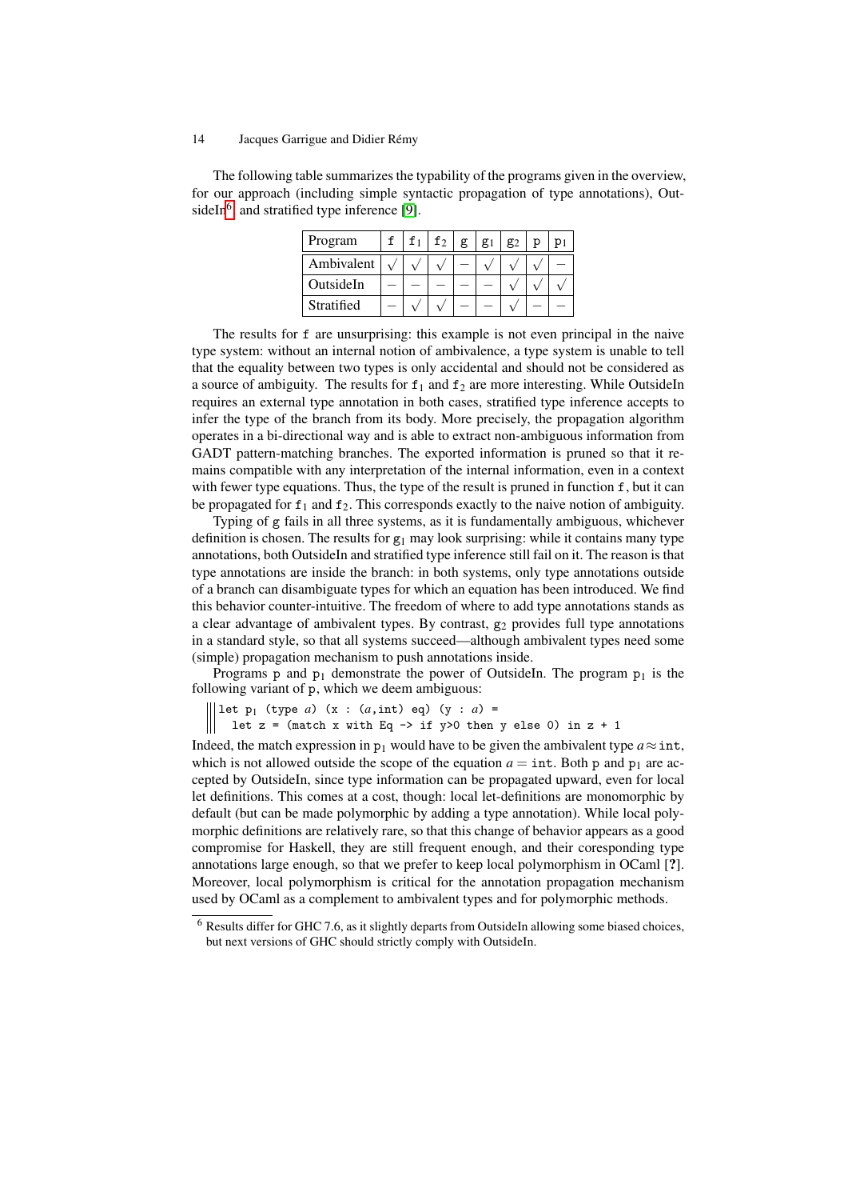The following table summarizes the typability of the programs given in the overview, for our approach (including simple syntactic propagation of type annotations), OutsideIn[6] and stratified type inference [9].

| Program | f | $f_1$ | $f_2$ | g | $g_1$ | $g_2$ | p | $p_1$ |
|---|---|---|---|---|---|---|---|---|
| Ambivalent | √ | √ | √ | – | √ | √ | √ | – |
| OutsideIn | – | – | – | – | – | √ | √ | √ |
| Stratified | – | √ | √ | – | – | √ | – | – |

The results for f are unsurprising: this example is not even principal in the naive type system: without an internal notion of ambivalence, a type system is unable to tell that the equality between two types is only accidental and should not be considered as a source of ambiguity. The results for $f_1$ and $f_2$ are more interesting. While OutsideIn requires an external type annotation in both cases, stratified type inference accepts to infer the type of the branch from its body. More precisely, the propagation algorithm operates in a bi-directional way and is able to extract non-ambiguous information from GADT pattern-matching branches. The exported information is pruned so that it remains compatible with any interpretation of the internal information, even in a context with fewer type equations. Thus, the type of the result is pruned in function f, but it can be propagated for $f_1$ and $f_2$. This corresponds exactly to the naive notion of ambiguity.

Typing of g fails in all three systems, as it is fundamentally ambiguous, whichever definition is chosen. The results for $g_1$ may look surprising: while it contains many type annotations, both OutsideIn and stratified type inference still fail on it. The reason is that type annotations are inside the branch: in both systems, only type annotations outside of a branch can disambiguate types for which an equation has been introduced. We find this behavior counter-intuitive. The freedom of where to add type annotations stands as a clear advantage of ambivalent types. By contrast, $g_2$ provides full type annotations in a standard style, so that all systems succeed—although ambivalent types need some (simple) propagation mechanism to push annotations inside.

Programs p and $p_1$ demonstrate the power of OutsideIn. The program $p_1$ is the following variant of p, which we deem ambiguous:

```
let p1 (type a) (x : (a,int) eq) (y : a) =
  let z = (match x with Eq -> if y>0 then y else 0) in z + 1
```

Indeed, the match expression in $p_1$ would have to be given the ambivalent type $a \approx \texttt{int}$, which is not allowed outside the scope of the equation $a = \texttt{int}$. Both p and $p_1$ are accepted by OutsideIn, since type information can be propagated upward, even for local let definitions. This comes at a cost, though: local let-definitions are monomorphic by default (but can be made polymorphic by adding a type annotation). While local polymorphic definitions are relatively rare, so that this change of behavior appears as a good compromise for Haskell, they are still frequent enough, and their coresponding type annotations large enough, so that we prefer to keep local polymorphism in OCaml [**?**]. Moreover, local polymorphism is critical for the annotation propagation mechanism used by OCaml as a complement to ambivalent types and for polymorphic methods.

[6] Results differ for GHC 7.6, as it slightly departs from OutsideIn allowing some biased choices, but next versions of GHC should strictly comply with OutsideIn.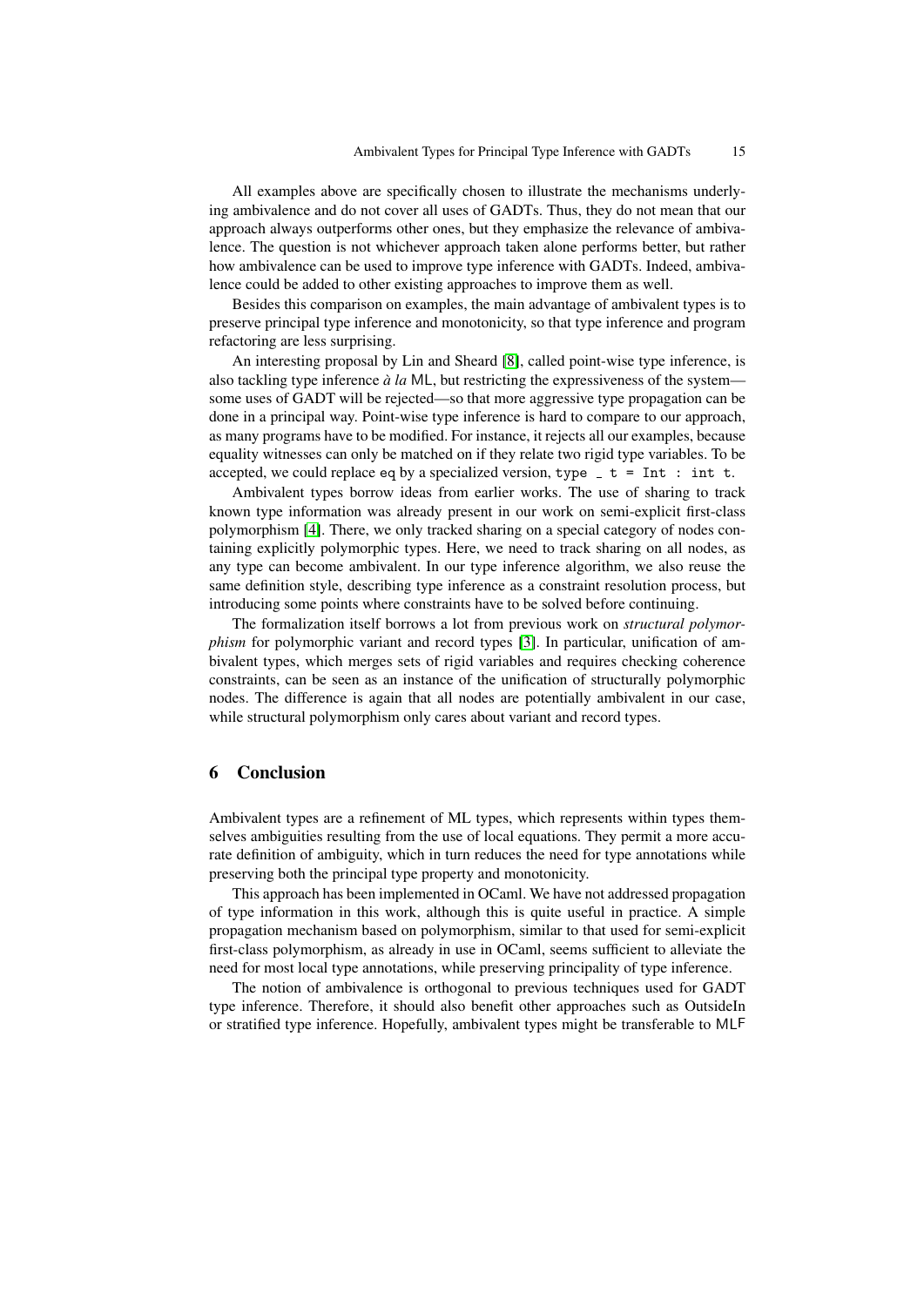All examples above are specifically chosen to illustrate the mechanisms underlying ambivalence and do not cover all uses of GADTs. Thus, they do not mean that our approach always outperforms other ones, but they emphasize the relevance of ambivalence. The question is not whichever approach taken alone performs better, but rather how ambivalence can be used to improve type inference with GADTs. Indeed, ambivalence could be added to other existing approaches to improve them as well.

Besides this comparison on examples, the main advantage of ambivalent types is to preserve principal type inference and monotonicity, so that type inference and program refactoring are less surprising.

An interesting proposal by Lin and Sheard [8], called point-wise type inference, is also tackling type inference *à la* ML, but restricting the expressiveness of the system—some uses of GADT will be rejected—so that more aggressive type propagation can be done in a principal way. Point-wise type inference is hard to compare to our approach, as many programs have to be modified. For instance, it rejects all our examples, because equality witnesses can only be matched on if they relate two rigid type variables. To be accepted, we could replace `eq` by a specialized version, `type _ t = Int : int t`.

Ambivalent types borrow ideas from earlier works. The use of sharing to track known type information was already present in our work on semi-explicit first-class polymorphism [4]. There, we only tracked sharing on a special category of nodes containing explicitly polymorphic types. Here, we need to track sharing on all nodes, as any type can become ambivalent. In our type inference algorithm, we also reuse the same definition style, describing type inference as a constraint resolution process, but introducing some points where constraints have to be solved before continuing.

The formalization itself borrows a lot from previous work on *structural polymorphism* for polymorphic variant and record types [3]. In particular, unification of ambivalent types, which merges sets of rigid variables and requires checking coherence constraints, can be seen as an instance of the unification of structurally polymorphic nodes. The difference is again that all nodes are potentially ambivalent in our case, while structural polymorphism only cares about variant and record types.

## 6 Conclusion

Ambivalent types are a refinement of ML types, which represents within types themselves ambiguities resulting from the use of local equations. They permit a more accurate definition of ambiguity, which in turn reduces the need for type annotations while preserving both the principal type property and monotonicity.

This approach has been implemented in OCaml. We have not addressed propagation of type information in this work, although this is quite useful in practice. A simple propagation mechanism based on polymorphism, similar to that used for semi-explicit first-class polymorphism, as already in use in OCaml, seems sufficient to alleviate the need for most local type annotations, while preserving principality of type inference.

The notion of ambivalence is orthogonal to previous techniques used for GADT type inference. Therefore, it should also benefit other approaches such as OutsideIn or stratified type inference. Hopefully, ambivalent types might be transferable to MLF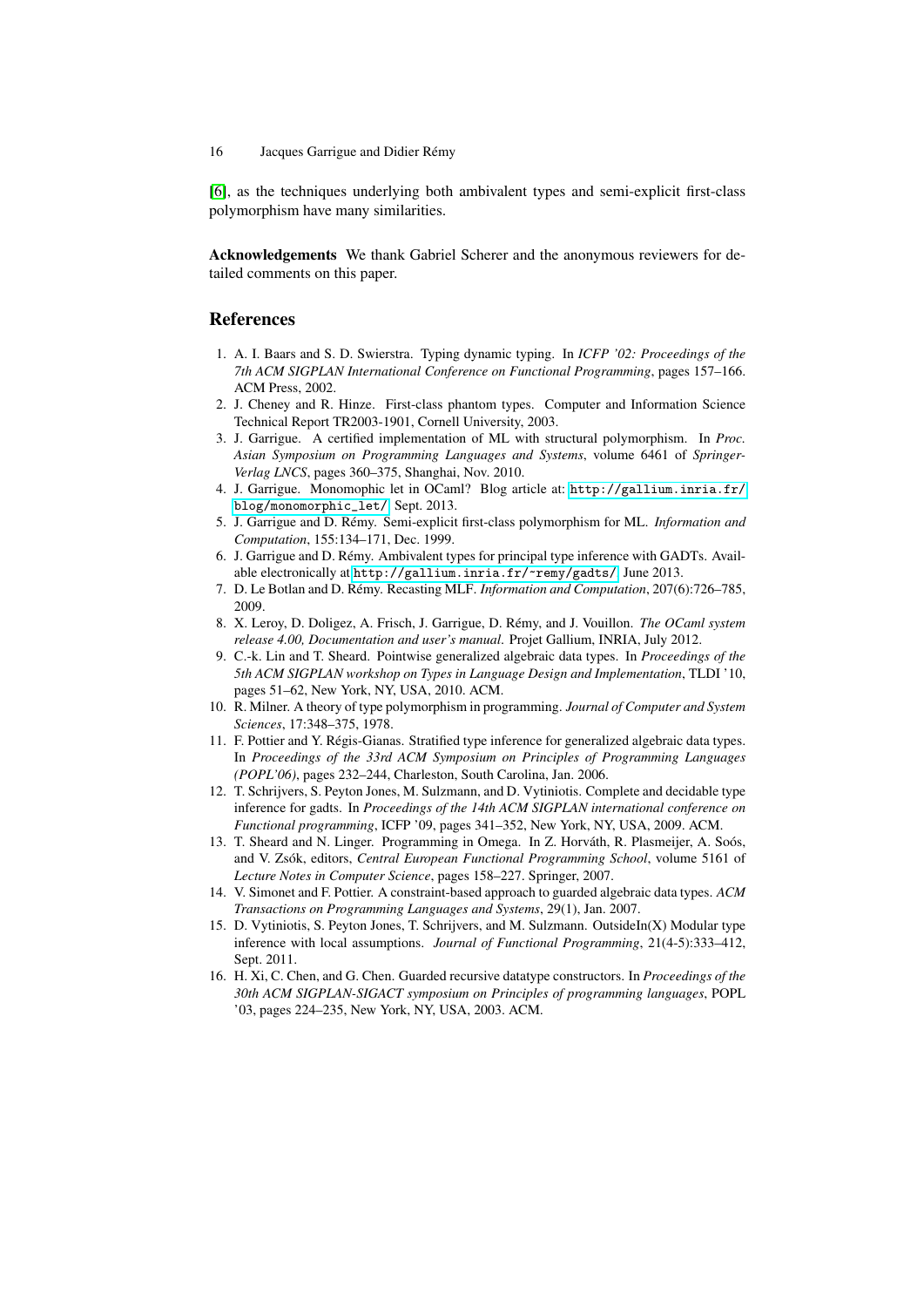[6], as the techniques underlying both ambivalent types and semi-explicit first-class polymorphism have many similarities.

**Acknowledgements** We thank Gabriel Scherer and the anonymous reviewers for detailed comments on this paper.

## References

1. A. I. Baars and S. D. Swierstra. Typing dynamic typing. In *ICFP '02: Proceedings of the 7th ACM SIGPLAN International Conference on Functional Programming*, pages 157–166. ACM Press, 2002.
2. J. Cheney and R. Hinze. First-class phantom types. Computer and Information Science Technical Report TR2003-1901, Cornell University, 2003.
3. J. Garrigue. A certified implementation of ML with structural polymorphism. In *Proc. Asian Symposium on Programming Languages and Systems*, volume 6461 of *Springer-Verlag LNCS*, pages 360–375, Shanghai, Nov. 2010.
4. J. Garrigue. Monomophic let in OCaml? Blog article at: `http://gallium.inria.fr/blog/monomorphic_let/`, Sept. 2013.
5. J. Garrigue and D. Rémy. Semi-explicit first-class polymorphism for ML. *Information and Computation*, 155:134–171, Dec. 1999.
6. J. Garrigue and D. Rémy. Ambivalent types for principal type inference with GADTs. Available electronically at `http://gallium.inria.fr/~remy/gadts/`, June 2013.
7. D. Le Botlan and D. Rémy. Recasting MLF. *Information and Computation*, 207(6):726–785, 2009.
8. X. Leroy, D. Doligez, A. Frisch, J. Garrigue, D. Rémy, and J. Vouillon. *The OCaml system release 4.00, Documentation and user's manual*. Projet Gallium, INRIA, July 2012.
9. C.-k. Lin and T. Sheard. Pointwise generalized algebraic data types. In *Proceedings of the 5th ACM SIGPLAN workshop on Types in Language Design and Implementation*, TLDI '10, pages 51–62, New York, NY, USA, 2010. ACM.
10. R. Milner. A theory of type polymorphism in programming. *Journal of Computer and System Sciences*, 17:348–375, 1978.
11. F. Pottier and Y. Régis-Gianas. Stratified type inference for generalized algebraic data types. In *Proceedings of the 33rd ACM Symposium on Principles of Programming Languages (POPL'06)*, pages 232–244, Charleston, South Carolina, Jan. 2006.
12. T. Schrijvers, S. Peyton Jones, M. Sulzmann, and D. Vytiniotis. Complete and decidable type inference for gadts. In *Proceedings of the 14th ACM SIGPLAN international conference on Functional programming*, ICFP '09, pages 341–352, New York, NY, USA, 2009. ACM.
13. T. Sheard and N. Linger. Programming in Omega. In Z. Horváth, R. Plasmeijer, A. Soós, and V. Zsók, editors, *Central European Functional Programming School*, volume 5161 of *Lecture Notes in Computer Science*, pages 158–227. Springer, 2007.
14. V. Simonet and F. Pottier. A constraint-based approach to guarded algebraic data types. *ACM Transactions on Programming Languages and Systems*, 29(1), Jan. 2007.
15. D. Vytiniotis, S. Peyton Jones, T. Schrijvers, and M. Sulzmann. OutsideIn(X) Modular type inference with local assumptions. *Journal of Functional Programming*, 21(4-5):333–412, Sept. 2011.
16. H. Xi, C. Chen, and G. Chen. Guarded recursive datatype constructors. In *Proceedings of the 30th ACM SIGPLAN-SIGACT symposium on Principles of programming languages*, POPL '03, pages 224–235, New York, NY, USA, 2003. ACM.